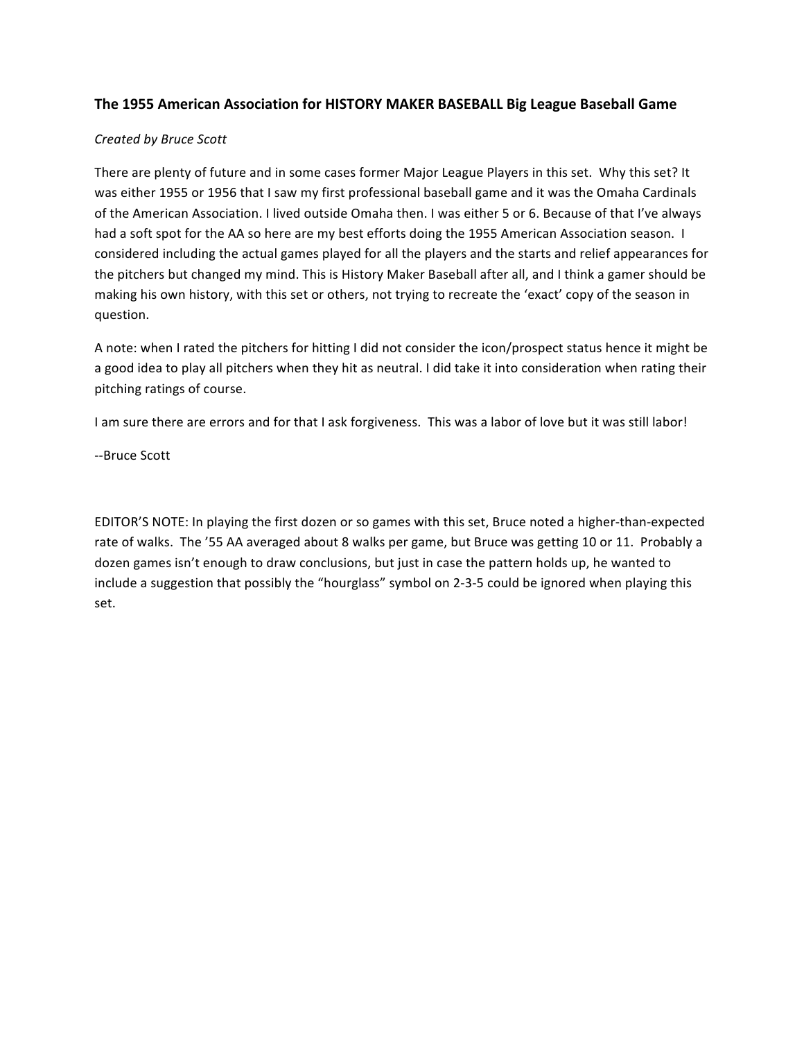**The 1955 American Association for HISTORY MAKER BASEBALL Big League Baseball Game**

*Created by Bruce Scott*

There are plenty of future and in some cases former Major League Players in this set. Why this set? It was either 1955 or 1956 that I saw my first professional baseball game and it was the Omaha Cardinals of the American Association. I lived outside Omaha then. I was either 5 or 6. Because of that I've always had a soft spot for the AA so here are my best efforts doing the 1955 American Association season. I considered including the actual games played for all the players and the starts and relief appearances for the pitchers but changed my mind. This is History Maker Baseball after all, and I think a gamer should be making his own history, with this set or others, not trying to recreate the 'exact' copy of the season in question.

A note: when I rated the pitchers for hitting I did not consider the icon/prospect status hence it might be a good idea to play all pitchers when they hit as neutral. I did take it into consideration when rating their pitching ratings of course.

I am sure there are errors and for that I ask forgiveness. This was a labor of love but it was still labor!

--Bruce Scott

EDITOR'S NOTE: In playing the first dozen or so games with this set, Bruce noted a higher-than-expected rate of walks. The '55 AA averaged about 8 walks per game, but Bruce was getting 10 or 11. Probably a dozen games isn't enough to draw conclusions, but just in case the pattern holds up, he wanted to include a suggestion that possibly the "hourglass" symbol on 2-3-5 could be ignored when playing this set.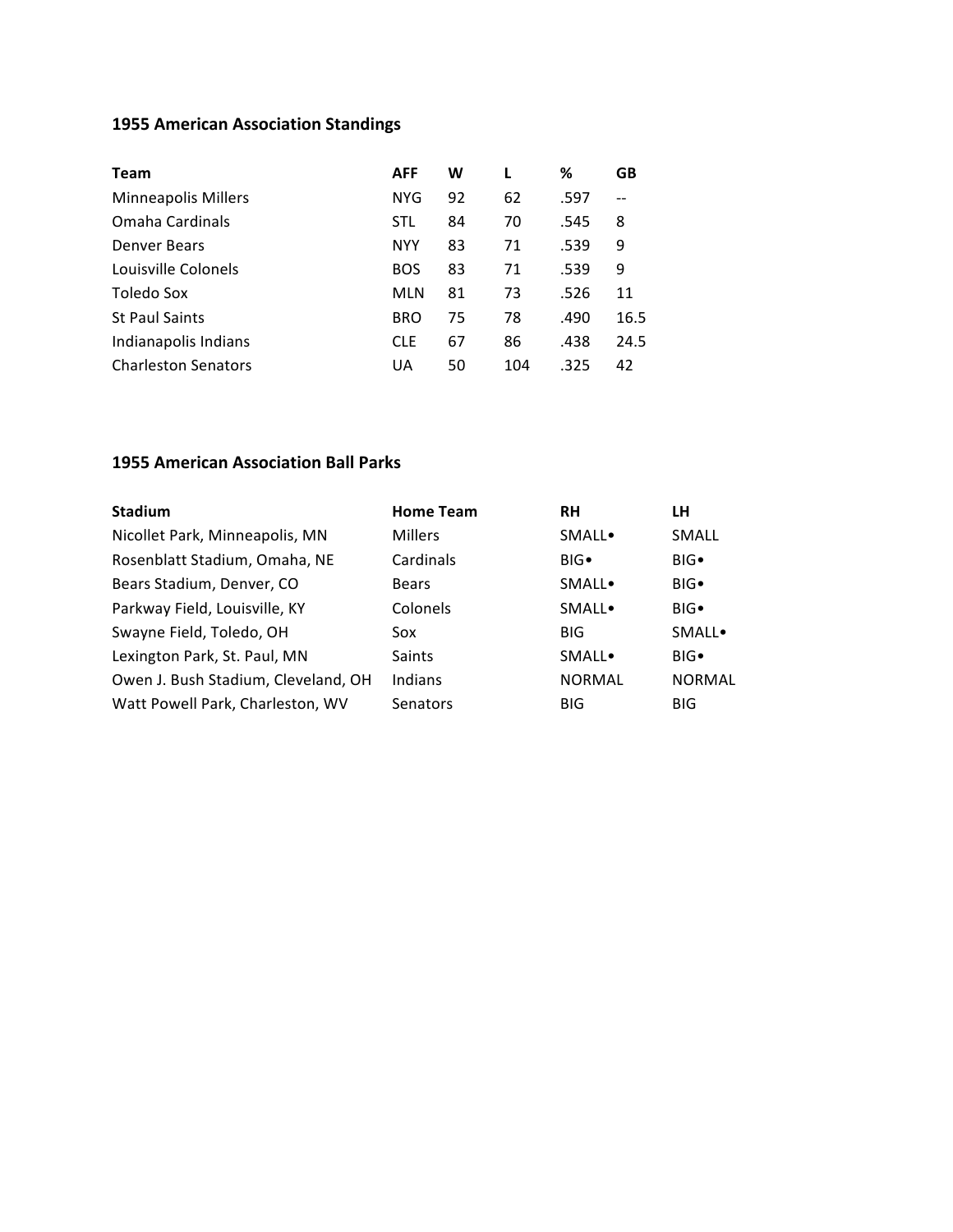### 1955 American Association Standings

| Team | AFF | W | L | % | GB |
| --- | --- | --- | --- | --- | --- |
| Minneapolis Millers | NYG | 92 | 62 | .597 | -- |
| Omaha Cardinals | STL | 84 | 70 | .545 | 8 |
| Denver Bears | NYY | 83 | 71 | .539 | 9 |
| Louisville Colonels | BOS | 83 | 71 | .539 | 9 |
| Toledo Sox | MLN | 81 | 73 | .526 | 11 |
| St Paul Saints | BRO | 75 | 78 | .490 | 16.5 |
| Indianapolis Indians | CLE | 67 | 86 | .438 | 24.5 |
| Charleston Senators | UA | 50 | 104 | .325 | 42 |

### 1955 American Association Ball Parks

| Stadium | Home Team | RH | LH |
| --- | --- | --- | --- |
| Nicollet Park, Minneapolis, MN | Millers | SMALL• | SMALL |
| Rosenblatt Stadium, Omaha, NE | Cardinals | BIG• | BIG• |
| Bears Stadium, Denver, CO | Bears | SMALL• | BIG• |
| Parkway Field, Louisville, KY | Colonels | SMALL• | BIG• |
| Swayne Field, Toledo, OH | Sox | BIG | SMALL• |
| Lexington Park, St. Paul, MN | Saints | SMALL• | BIG• |
| Owen J. Bush Stadium, Cleveland, OH | Indians | NORMAL | NORMAL |
| Watt Powell Park, Charleston, WV | Senators | BIG | BIG |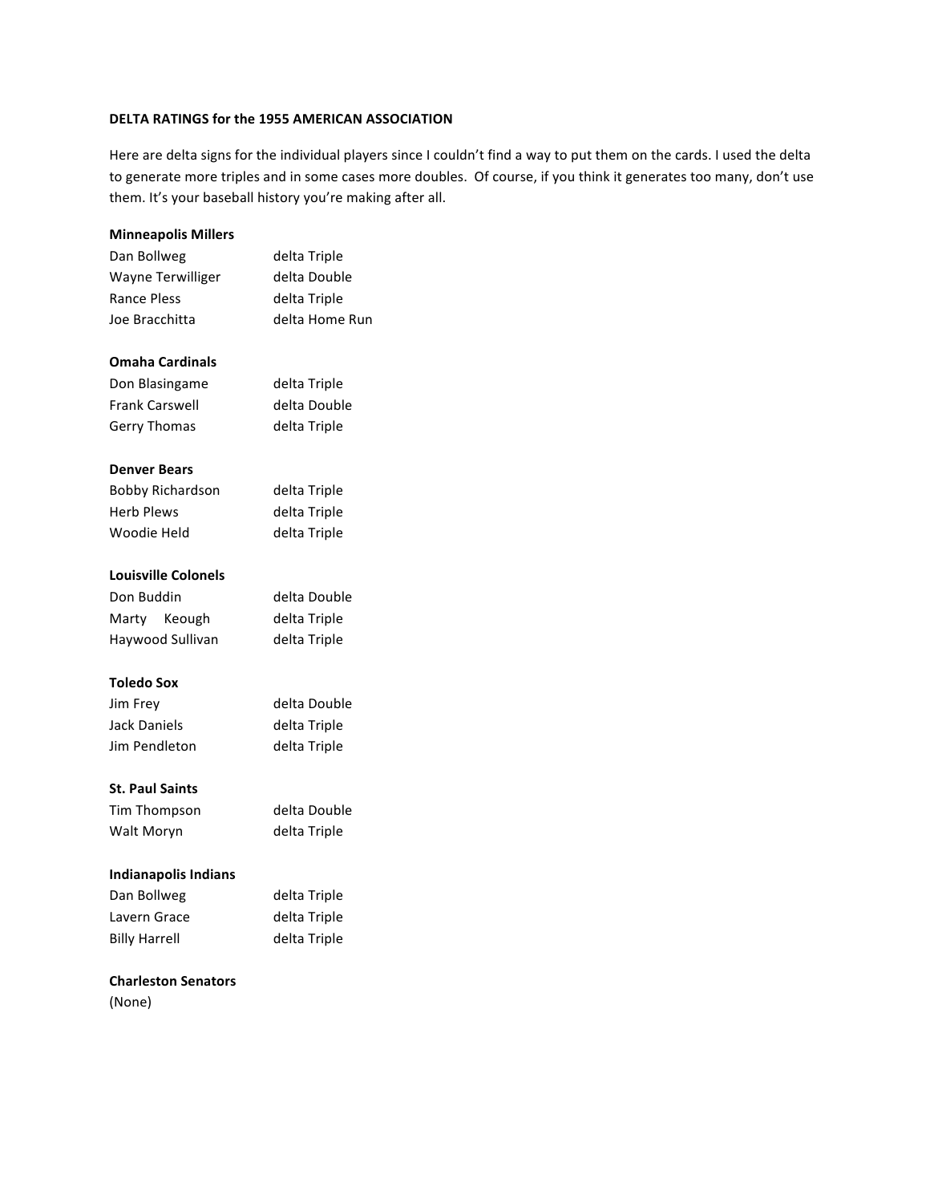**DELTA RATINGS for the 1955 AMERICAN ASSOCIATION**

Here are delta signs for the individual players since I couldn't find a way to put them on the cards. I used the delta to generate more triples and in some cases more doubles. Of course, if you think it generates too many, don't use them. It's your baseball history you're making after all.

**Minneapolis Millers**

| | |
|---|---|
| Dan Bollweg | delta Triple |
| Wayne Terwilliger | delta Double |
| Rance Pless | delta Triple |
| Joe Bracchitta | delta Home Run |

**Omaha Cardinals**

| | |
|---|---|
| Don Blasingame | delta Triple |
| Frank Carswell | delta Double |
| Gerry Thomas | delta Triple |

**Denver Bears**

| | |
|---|---|
| Bobby Richardson | delta Triple |
| Herb Plews | delta Triple |
| Woodie Held | delta Triple |

**Louisville Colonels**

| | |
|---|---|
| Don Buddin | delta Double |
| Marty Keough | delta Triple |
| Haywood Sullivan | delta Triple |

**Toledo Sox**

| | |
|---|---|
| Jim Frey | delta Double |
| Jack Daniels | delta Triple |
| Jim Pendleton | delta Triple |

**St. Paul Saints**

| | |
|---|---|
| Tim Thompson | delta Double |
| Walt Moryn | delta Triple |

**Indianapolis Indians**

| | |
|---|---|
| Dan Bollweg | delta Triple |
| Lavern Grace | delta Triple |
| Billy Harrell | delta Triple |

**Charleston Senators**

(None)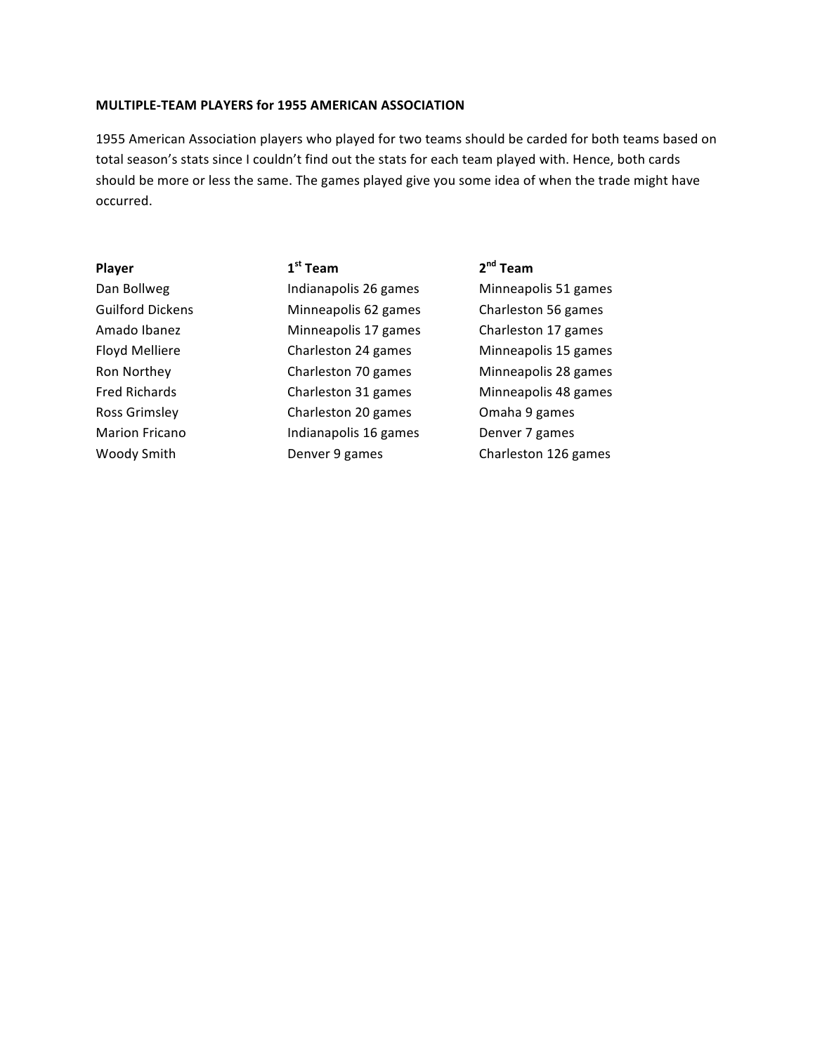**MULTIPLE-TEAM PLAYERS for 1955 AMERICAN ASSOCIATION**

1955 American Association players who played for two teams should be carded for both teams based on total season's stats since I couldn't find out the stats for each team played with. Hence, both cards should be more or less the same. The games played give you some idea of when the trade might have occurred.

| Player | 1st Team | 2nd Team |
|---|---|---|
| Dan Bollweg | Indianapolis 26 games | Minneapolis 51 games |
| Guilford Dickens | Minneapolis 62 games | Charleston 56 games |
| Amado Ibanez | Minneapolis 17 games | Charleston 17 games |
| Floyd Melliere | Charleston 24 games | Minneapolis 15 games |
| Ron Northey | Charleston 70 games | Minneapolis 28 games |
| Fred Richards | Charleston 31 games | Minneapolis 48 games |
| Ross Grimsley | Charleston 20 games | Omaha 9 games |
| Marion Fricano | Indianapolis 16 games | Denver 7 games |
| Woody Smith | Denver 9 games | Charleston 126 games |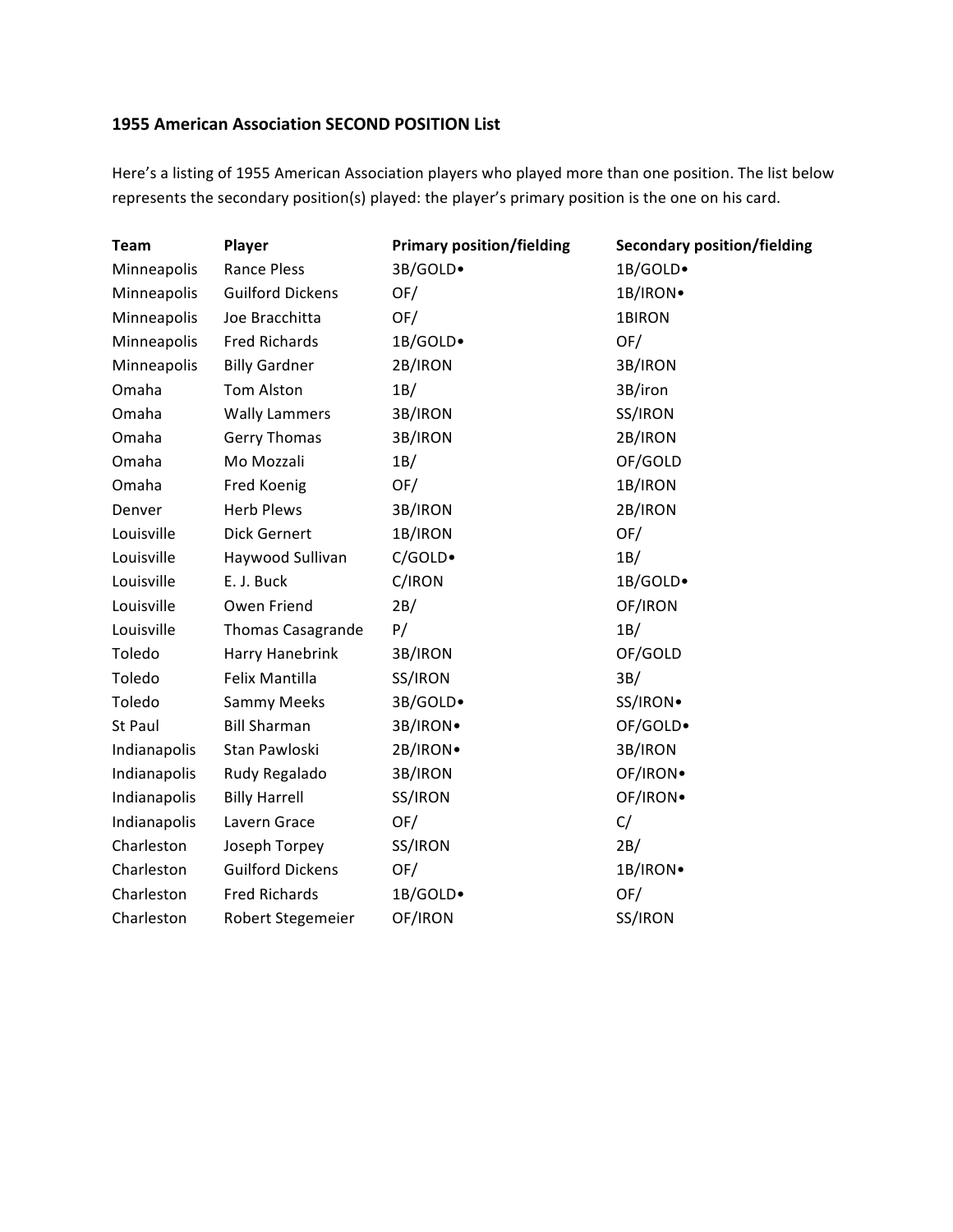### 1955 American Association SECOND POSITION List

Here's a listing of 1955 American Association players who played more than one position. The list below represents the secondary position(s) played: the player's primary position is the one on his card.

| Team | Player | Primary position/fielding | Secondary position/fielding |
|---|---|---|---|
| Minneapolis | Rance Pless | 3B/GOLD• | 1B/GOLD• |
| Minneapolis | Guilford Dickens | OF/ | 1B/IRON• |
| Minneapolis | Joe Bracchitta | OF/ | 1BIRON |
| Minneapolis | Fred Richards | 1B/GOLD• | OF/ |
| Minneapolis | Billy Gardner | 2B/IRON | 3B/IRON |
| Omaha | Tom Alston | 1B/ | 3B/iron |
| Omaha | Wally Lammers | 3B/IRON | SS/IRON |
| Omaha | Gerry Thomas | 3B/IRON | 2B/IRON |
| Omaha | Mo Mozzali | 1B/ | OF/GOLD |
| Omaha | Fred Koenig | OF/ | 1B/IRON |
| Denver | Herb Plews | 3B/IRON | 2B/IRON |
| Louisville | Dick Gernert | 1B/IRON | OF/ |
| Louisville | Haywood Sullivan | C/GOLD• | 1B/ |
| Louisville | E. J. Buck | C/IRON | 1B/GOLD• |
| Louisville | Owen Friend | 2B/ | OF/IRON |
| Louisville | Thomas Casagrande | P/ | 1B/ |
| Toledo | Harry Hanebrink | 3B/IRON | OF/GOLD |
| Toledo | Felix Mantilla | SS/IRON | 3B/ |
| Toledo | Sammy Meeks | 3B/GOLD• | SS/IRON• |
| St Paul | Bill Sharman | 3B/IRON• | OF/GOLD• |
| Indianapolis | Stan Pawloski | 2B/IRON• | 3B/IRON |
| Indianapolis | Rudy Regalado | 3B/IRON | OF/IRON• |
| Indianapolis | Billy Harrell | SS/IRON | OF/IRON• |
| Indianapolis | Lavern Grace | OF/ | C/ |
| Charleston | Joseph Torpey | SS/IRON | 2B/ |
| Charleston | Guilford Dickens | OF/ | 1B/IRON• |
| Charleston | Fred Richards | 1B/GOLD• | OF/ |
| Charleston | Robert Stegemeier | OF/IRON | SS/IRON |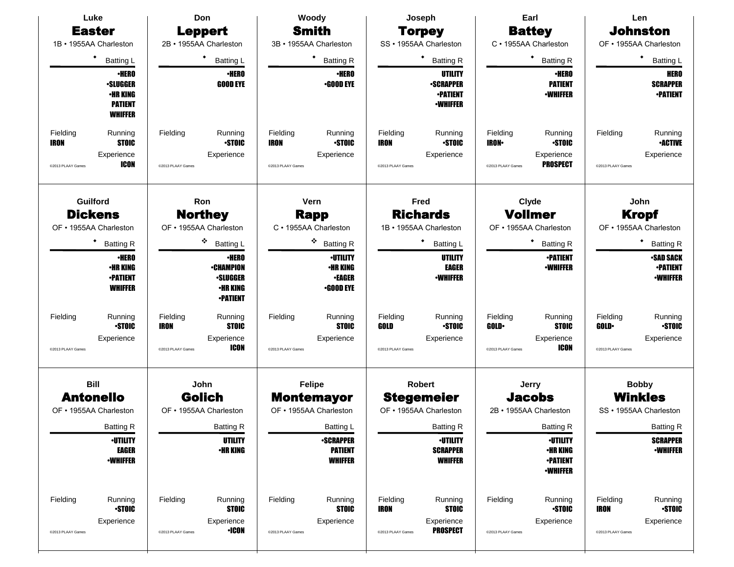## Luke **Easter**
1B • 1955AA Charleston

◆ Batting L

- •HERO
- •SLUGGER
- •HR KING
- PATIENT
- WHIFFER

Fielding: IRON
Running: STOIC
Experience: ICON

©2013 PLAAY Games

---

## Don **Leppert**
2B • 1955AA Charleston

◆ Batting L

- •HERO
- GOOD EYE

Fielding:
Running: •STOIC
Experience:

©2013 PLAAY Games

---

## Woody **Smith**
3B • 1955AA Charleston

◆ Batting R

- •HERO
- •GOOD EYE

Fielding: IRON
Running: •STOIC
Experience:

©2013 PLAAY Games

---

## Joseph **Torpey**
SS • 1955AA Charleston

◆ Batting R

- UTILITY
- •SCRAPPER
- •PATIENT
- •WHIFFER

Fielding: IRON
Running: •STOIC
Experience:

©2013 PLAAY Games

---

## Earl **Battey**
C • 1955AA Charleston

◆ Batting R

- •HERO
- PATIENT
- •WHIFFER

Fielding: IRON•
Running: •STOIC
Experience: PROSPECT

©2013 PLAAY Games

---

## Len **Johnston**
OF • 1955AA Charleston

◆ Batting L

- HERO
- SCRAPPER
- •PATIENT

Fielding:
Running: •ACTIVE
Experience:

©2013 PLAAY Games

---

## Guilford **Dickens**
OF • 1955AA Charleston

◆ Batting R

- •HERO
- •HR KING
- •PATIENT
- WHIFFER

Fielding:
Running: •STOIC
Experience:

©2013 PLAAY Games

---

## Ron **Northey**
OF • 1955AA Charleston

❖ Batting L

- •HERO
- •CHAMPION
- •SLUGGER
- •HR KING
- •PATIENT

Fielding: IRON
Running: STOIC
Experience: ICON

©2013 PLAAY Games

---

## Vern **Rapp**
C • 1955AA Charleston

❖ Batting R

- •UTILITY
- •HR KING
- •EAGER
- •GOOD EYE

Fielding:
Running: STOIC
Experience:

©2013 PLAAY Games

---

## Fred **Richards**
1B • 1955AA Charleston

◆ Batting L

- UTILITY
- EAGER
- •WHIFFER

Fielding: GOLD
Running: •STOIC
Experience:

©2013 PLAAY Games

---

## Clyde **Vollmer**
OF • 1955AA Charleston

◆ Batting R

- •PATIENT
- •WHIFFER

Fielding: GOLD•
Running: STOIC
Experience: ICON

©2013 PLAAY Games

---

## John **Kropf**
OF • 1955AA Charleston

◆ Batting R

- •SAD SACK
- •PATIENT
- •WHIFFER

Fielding: GOLD•
Running: •STOIC
Experience:

©2013 PLAAY Games

---

## Bill **Antonello**
OF • 1955AA Charleston

Batting R

- •UTILITY
- EAGER
- •WHIFFER

Fielding:
Running: •STOIC
Experience:

©2013 PLAAY Games

---

## John **Golich**
OF • 1955AA Charleston

Batting R

- UTILITY
- •HR KING

Fielding:
Running: STOIC
Experience: •ICON

©2013 PLAAY Games

---

## Felipe **Montemayor**
OF • 1955AA Charleston

Batting L

- •SCRAPPER
- PATIENT
- WHIFFER

Fielding:
Running: STOIC
Experience:

©2013 PLAAY Games

---

## Robert **Stegemeier**
OF • 1955AA Charleston

Batting R

- •UTILITY
- SCRAPPER
- WHIFFER

Fielding: IRON
Running: STOIC
Experience: PROSPECT

©2013 PLAAY Games

---

## Jerry **Jacobs**
2B • 1955AA Charleston

Batting R

- •UTILITY
- •HR KING
- •PATIENT
- •WHIFFER

Fielding:
Running: •STOIC
Experience:

©2013 PLAAY Games

---

## Bobby **Winkles**
SS • 1955AA Charleston

Batting R

- SCRAPPER
- •WHIFFER

Fielding: IRON
Running: •STOIC
Experience:

©2013 PLAAY Games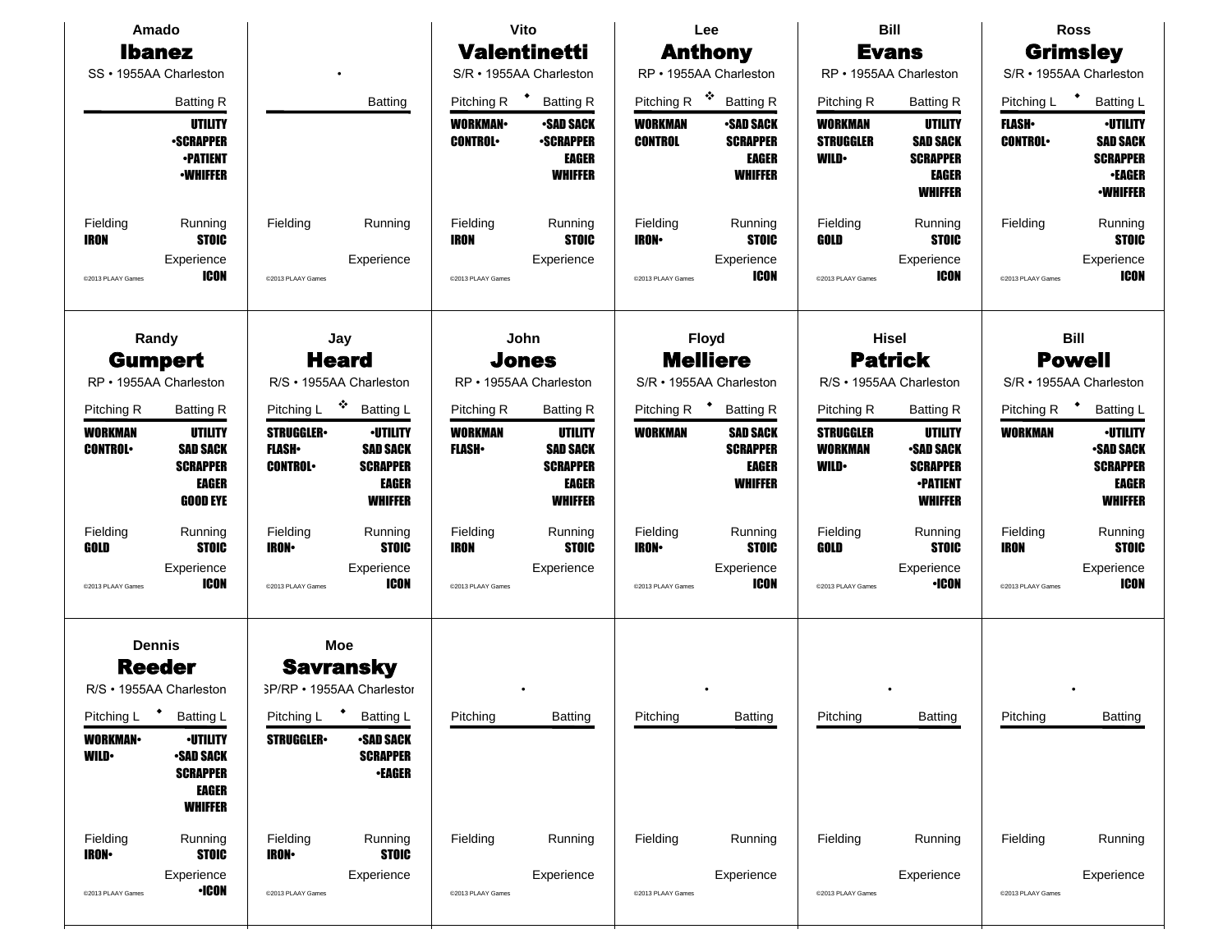## Amado Ibanez
SS • 1955AA Charleston

Batting R

UTILITY
•SCRAPPER
•PATIENT
•WHIFFER

Fielding: IRON
Running: STOIC
Experience: ICON

©2013 PLAAY Games

---

•

Batting

Fielding
Running
Experience

©2013 PLAAY Games

---

## Vito Valentinetti
S/R • 1955AA Charleston

Pitching R ◆ Batting R

WORKMAN• | •SAD SACK
CONTROL• | •SCRAPPER
 | EAGER
 | WHIFFER

Fielding: IRON
Running: STOIC
Experience

©2013 PLAAY Games

---

## Lee Anthony
RP • 1955AA Charleston

Pitching R ❖ Batting R

WORKMAN | •SAD SACK
CONTROL | SCRAPPER
 | EAGER
 | WHIFFER

Fielding: IRON•
Running: STOIC
Experience: ICON

©2013 PLAAY Games

---

## Bill Evans
RP • 1955AA Charleston

Pitching R | Batting R

WORKMAN | UTILITY
STRUGGLER | SAD SACK
WILD• | SCRAPPER
 | EAGER
 | WHIFFER

Fielding: GOLD
Running: STOIC
Experience: ICON

©2013 PLAAY Games

---

## Ross Grimsley
S/R • 1955AA Charleston

Pitching L ◆ Batting L

FLASH• | •UTILITY
CONTROL• | SAD SACK
 | SCRAPPER
 | •EAGER
 | •WHIFFER

Fielding
Running: STOIC
Experience: ICON

©2013 PLAAY Games

---

## Randy Gumpert
RP • 1955AA Charleston

Pitching R | Batting R

WORKMAN | UTILITY
CONTROL• | SAD SACK
 | SCRAPPER
 | EAGER
 | GOOD EYE

Fielding: GOLD
Running: STOIC
Experience: ICON

©2013 PLAAY Games

---

## Jay Heard
R/S • 1955AA Charleston

Pitching L ❖ Batting L

STRUGGLER• | •UTILITY
FLASH• | SAD SACK
CONTROL• | SCRAPPER
 | EAGER
 | WHIFFER

Fielding: IRON•
Running: STOIC
Experience: ICON

©2013 PLAAY Games

---

## John Jones
RP • 1955AA Charleston

Pitching R | Batting R

WORKMAN | UTILITY
FLASH• | SAD SACK
 | SCRAPPER
 | EAGER
 | WHIFFER

Fielding: IRON
Running: STOIC
Experience

©2013 PLAAY Games

---

## Floyd Melliere
S/R • 1955AA Charleston

Pitching R ◆ Batting R

WORKMAN | SAD SACK
 | SCRAPPER
 | EAGER
 | WHIFFER

Fielding: IRON•
Running: STOIC
Experience: ICON

©2013 PLAAY Games

---

## Hisel Patrick
R/S • 1955AA Charleston

Pitching R | Batting R

STRUGGLER | UTILITY
WORKMAN | •SAD SACK
WILD• | SCRAPPER
 | •PATIENT
 | WHIFFER

Fielding: GOLD
Running: STOIC
Experience: •ICON

©2013 PLAAY Games

---

## Bill Powell
S/R • 1955AA Charleston

Pitching R ◆ Batting L

WORKMAN | •UTILITY
 | •SAD SACK
 | SCRAPPER
 | EAGER
 | WHIFFER

Fielding: IRON
Running: STOIC
Experience: ICON

©2013 PLAAY Games

---

## Dennis Reeder
R/S • 1955AA Charleston

Pitching L ◆ Batting L

WORKMAN• | •UTILITY
WILD• | •SAD SACK
 | SCRAPPER
 | EAGER
 | WHIFFER

Fielding: IRON•
Running: STOIC
Experience: •ICON

©2013 PLAAY Games

---

## Moe Savransky
SP/RP • 1955AA Charleston

Pitching L ◆ Batting L

STRUGGLER• | •SAD SACK
 | SCRAPPER
 | •EAGER

Fielding: IRON•
Running: STOIC
Experience

©2013 PLAAY Games

---

•

Pitching | Batting

Fielding
Running
Experience

©2013 PLAAY Games

---

•

Pitching | Batting

Fielding
Running
Experience

©2013 PLAAY Games

---

•

Pitching | Batting

Fielding
Running
Experience

©2013 PLAAY Games

---

•

Pitching | Batting

Fielding
Running
Experience

©2013 PLAAY Games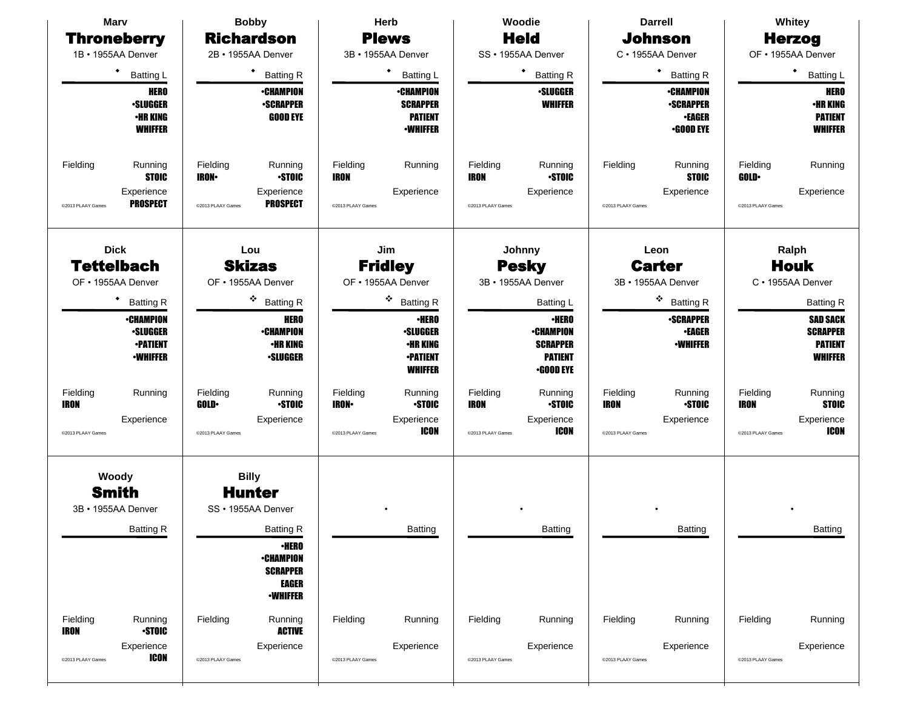## Marv Throneberry

1B • 1955AA Denver

◆ Batting L

HERO
•SLUGGER
•HR KING
WHIFFER

Fielding

Running: STOIC

Experience: PROSPECT

©2013 PLAAY Games

## Bobby Richardson

2B • 1955AA Denver

◆ Batting R

•CHAMPION
•SCRAPPER
GOOD EYE

Fielding: IRON•

Running: •STOIC

Experience: PROSPECT

©2013 PLAAY Games

## Herb Plews

3B • 1955AA Denver

◆ Batting L

•CHAMPION
SCRAPPER
PATIENT
•WHIFFER

Fielding: IRON

Running

Experience

©2013 PLAAY Games

## Woodie Held

SS • 1955AA Denver

◆ Batting R

•SLUGGER
WHIFFER

Fielding: IRON

Running: •STOIC

Experience

©2013 PLAAY Games

## Darrell Johnson

C • 1955AA Denver

◆ Batting R

•CHAMPION
•SCRAPPER
•EAGER
•GOOD EYE

Fielding

Running: STOIC

Experience

©2013 PLAAY Games

## Whitey Herzog

OF • 1955AA Denver

◆ Batting L

HERO
•HR KING
PATIENT
WHIFFER

Fielding: GOLD•

Running

Experience

©2013 PLAAY Games

## Dick Tettelbach

OF • 1955AA Denver

◆ Batting R

•CHAMPION
•SLUGGER
•PATIENT
•WHIFFER

Fielding: IRON

Running

Experience

©2013 PLAAY Games

## Lou Skizas

OF • 1955AA Denver

❖ Batting R

HERO
•CHAMPION
•HR KING
•SLUGGER

Fielding: GOLD•

Running: •STOIC

Experience

©2013 PLAAY Games

## Jim Fridley

OF • 1955AA Denver

❖ Batting R

•HERO
•SLUGGER
•HR KING
•PATIENT
WHIFFER

Fielding: IRON•

Running: •STOIC

Experience: ICON

©2013 PLAAY Games

## Johnny Pesky

3B • 1955AA Denver

Batting L

•HERO
•CHAMPION
SCRAPPER
PATIENT
•GOOD EYE

Fielding: IRON

Running: •STOIC

Experience: ICON

©2013 PLAAY Games

## Leon Carter

3B • 1955AA Denver

❖ Batting R

•SCRAPPER
•EAGER
•WHIFFER

Fielding: IRON

Running: •STOIC

Experience

©2013 PLAAY Games

## Ralph Houk

C • 1955AA Denver

Batting R

SAD SACK
SCRAPPER
PATIENT
WHIFFER

Fielding: IRON

Running: STOIC

Experience: ICON

©2013 PLAAY Games

## Woody Smith

3B • 1955AA Denver

Batting R

Fielding: IRON

Running: •STOIC

Experience: ICON

©2013 PLAAY Games

## Billy Hunter

SS • 1955AA Denver

Batting R

•HERO
•CHAMPION
SCRAPPER
EAGER
•WHIFFER

Fielding

Running: ACTIVE

Experience

©2013 PLAAY Games

•

Batting

Fielding

Running

Experience

©2013 PLAAY Games

•

Batting

Fielding

Running

Experience

©2013 PLAAY Games

•

Batting

Fielding

Running

Experience

©2013 PLAAY Games

•

Batting

Fielding

Running

Experience

©2013 PLAAY Games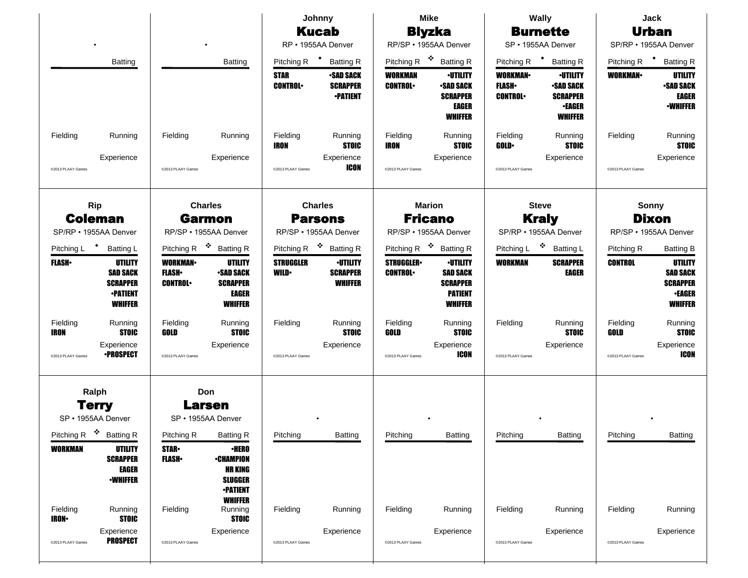**Johnny**
## Kucab
RP • 1955AA Denver

| Pitching R ◆ | Batting R |
|---|---|
| STAR | •SAD SACK |
| CONTROL• | SCRAPPER |
| | •PATIENT |
| **Fielding** | **Running** |
| IRON | STOIC |
| | **Experience** |
| | ICON |

©2013 PLAAY Games

---

**Mike**
## Blyzka
RP/SP • 1955AA Denver

| Pitching R ❖ | Batting R |
|---|---|
| WORKMAN | •UTILITY |
| CONTROL• | •SAD SACK |
| | SCRAPPER |
| | EAGER |
| | WHIFFER |
| **Fielding** | **Running** |
| IRON | STOIC |
| | **Experience** |

©2013 PLAAY Games

---

**Wally**
## Burnette
SP • 1955AA Denver

| Pitching R ◆ | Batting R |
|---|---|
| WORKMAN• | •UTILITY |
| FLASH• | •SAD SACK |
| CONTROL• | SCRAPPER |
| | •EAGER |
| | WHIFFER |
| **Fielding** | **Running** |
| GOLD• | STOIC |
| | **Experience** |

©2013 PLAAY Games

---

**Jack**
## Urban
SP/RP • 1955AA Denver

| Pitching R ◆ | Batting R |
|---|---|
| WORKMAN• | UTILITY |
| | •SAD SACK |
| | EAGER |
| | •WHIFFER |
| **Fielding** | **Running** |
| | STOIC |
| | **Experience** |

©2013 PLAAY Games

---

**Rip**
## Coleman
SP/RP • 1955AA Denver

| Pitching L ◆ | Batting L |
|---|---|
| FLASH• | UTILITY |
| | SAD SACK |
| | SCRAPPER |
| | •PATIENT |
| | WHIFFER |
| **Fielding** | **Running** |
| IRON | STOIC |
| | **Experience** |
| | •PROSPECT |

©2013 PLAAY Games

---

**Charles**
## Garmon
RP/SP • 1955AA Denver

| Pitching R ❖ | Batting R |
|---|---|
| WORKMAN• | UTILITY |
| FLASH• | •SAD SACK |
| CONTROL• | SCRAPPER |
| | EAGER |
| | WHIFFER |
| **Fielding** | **Running** |
| GOLD | STOIC |
| | **Experience** |

©2013 PLAAY Games

---

**Charles**
## Parsons
RP/SP • 1955AA Denver

| Pitching R ❖ | Batting R |
|---|---|
| STRUGGLER | •UTILITY |
| WILD• | SCRAPPER |
| | WHIFFER |
| **Fielding** | **Running** |
| | STOIC |
| | **Experience** |

©2013 PLAAY Games

---

**Marion**
## Fricano
RP/SP • 1955AA Denver

| Pitching R ❖ | Batting R |
|---|---|
| STRUGGLER• | •UTILITY |
| CONTROL• | SAD SACK |
| | SCRAPPER |
| | PATIENT |
| | WHIFFER |
| **Fielding** | **Running** |
| GOLD | STOIC |
| | **Experience** |
| | ICON |

©2013 PLAAY Games

---

**Steve**
## Kraly
SP/RP • 1955AA Denver

| Pitching L ❖ | Batting L |
|---|---|
| WORKMAN | SCRAPPER |
| | EAGER |
| **Fielding** | **Running** |
| | STOIC |
| | **Experience** |

©2013 PLAAY Games

---

**Sonny**
## Dixon
RP/SP • 1955AA Denver

| Pitching R | Batting B |
|---|---|
| CONTROL | UTILITY |
| | SAD SACK |
| | SCRAPPER |
| | •EAGER |
| | WHIFFER |
| **Fielding** | **Running** |
| GOLD | STOIC |
| | **Experience** |
| | ICON |

©2013 PLAAY Games

---

**Ralph**
## Terry
SP • 1955AA Denver

| Pitching R ❖ | Batting R |
|---|---|
| WORKMAN | UTILITY |
| | SCRAPPER |
| | EAGER |
| | •WHIFFER |
| **Fielding** | **Running** |
| IRON• | STOIC |
| | **Experience** |
| | PROSPECT |

©2013 PLAAY Games

---

**Don**
## Larsen
SP • 1955AA Denver

| Pitching R | Batting R |
|---|---|
| STAR• | •HERO |
| FLASH• | •CHAMPION |
| | HR KING |
| | SLUGGER |
| | •PATIENT |
| | WHIFFER |
| **Fielding** | **Running** |
| | STOIC |
| | **Experience** |

©2013 PLAAY Games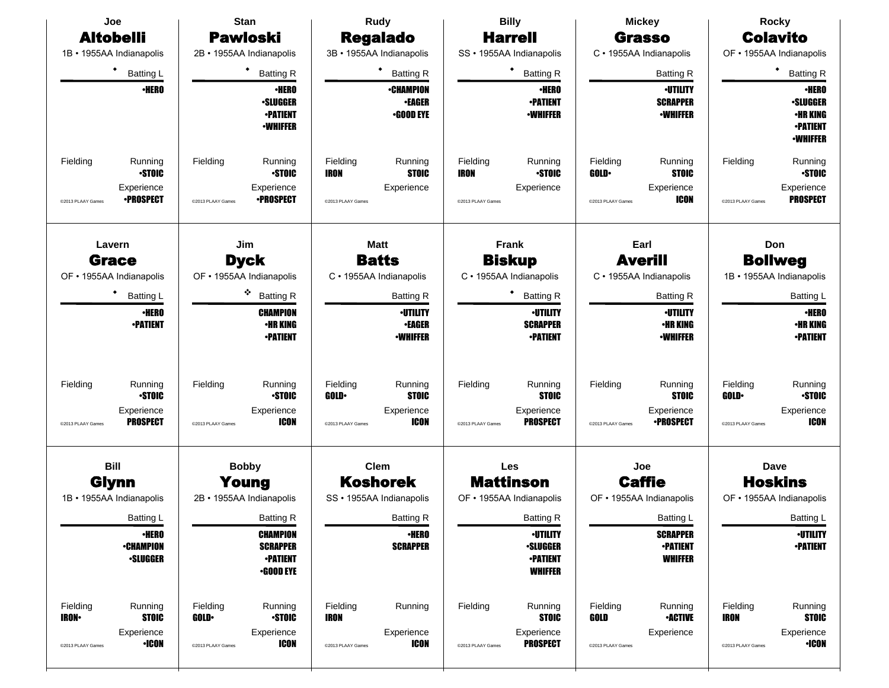**Joe**
## Altobelli
1B • 1955AA Indianapolis

◆ Batting L

•HERO

Fielding | Running: •STOIC
Experience: •PROSPECT

©2013 PLAAY Games

---

**Stan**
## Pawloski
2B • 1955AA Indianapolis

◆ Batting R

•HERO
•SLUGGER
•PATIENT
•WHIFFER

Fielding | Running: •STOIC
Experience: •PROSPECT

©2013 PLAAY Games

---

**Rudy**
## Regalado
3B • 1955AA Indianapolis

◆ Batting R

•CHAMPION
•EAGER
•GOOD EYE

Fielding: IRON | Running: STOIC
Experience

©2013 PLAAY Games

---

**Billy**
## Harrell
SS • 1955AA Indianapolis

◆ Batting R

•HERO
•PATIENT
•WHIFFER

Fielding: IRON | Running: •STOIC
Experience

©2013 PLAAY Games

---

**Mickey**
## Grasso
C • 1955AA Indianapolis

Batting R

•UTILITY
SCRAPPER
•WHIFFER

Fielding: GOLD• | Running: STOIC
Experience: ICON

©2013 PLAAY Games

---

**Rocky**
## Colavito
OF • 1955AA Indianapolis

◆ Batting R

•HERO
•SLUGGER
•HR KING
•PATIENT
•WHIFFER

Fielding | Running: •STOIC
Experience: PROSPECT

©2013 PLAAY Games

---

**Lavern**
## Grace
OF • 1955AA Indianapolis

◆ Batting L

•HERO
•PATIENT

Fielding | Running: •STOIC
Experience: PROSPECT

©2013 PLAAY Games

---

**Jim**
## Dyck
OF • 1955AA Indianapolis

❖ Batting R

CHAMPION
•HR KING
•PATIENT

Fielding | Running: •STOIC
Experience: ICON

©2013 PLAAY Games

---

**Matt**
## Batts
C • 1955AA Indianapolis

Batting R

•UTILITY
•EAGER
•WHIFFER

Fielding: GOLD• | Running: STOIC
Experience: ICON

©2013 PLAAY Games

---

**Frank**
## Biskup
C • 1955AA Indianapolis

◆ Batting R

•UTILITY
SCRAPPER
•PATIENT

Fielding | Running: STOIC
Experience: PROSPECT

©2013 PLAAY Games

---

**Earl**
## Averill
C • 1955AA Indianapolis

Batting R

•UTILITY
•HR KING
•WHIFFER

Fielding | Running: STOIC
Experience: •PROSPECT

©2013 PLAAY Games

---

**Don**
## Bollweg
1B • 1955AA Indianapolis

Batting L

•HERO
•HR KING
•PATIENT

Fielding: GOLD• | Running: •STOIC
Experience: ICON

©2013 PLAAY Games

---

**Bill**
## Glynn
1B • 1955AA Indianapolis

Batting L

•HERO
•CHAMPION
•SLUGGER

Fielding: IRON• | Running: STOIC
Experience: •ICON

©2013 PLAAY Games

---

**Bobby**
## Young
2B • 1955AA Indianapolis

Batting R

CHAMPION
SCRAPPER
•PATIENT
•GOOD EYE

Fielding: GOLD• | Running: •STOIC
Experience: ICON

©2013 PLAAY Games

---

**Clem**
## Koshorek
SS • 1955AA Indianapolis

Batting R

•HERO
SCRAPPER

Fielding: IRON | Running
Experience: ICON

©2013 PLAAY Games

---

**Les**
## Mattinson
OF • 1955AA Indianapolis

Batting R

•UTILITY
•SLUGGER
•PATIENT
WHIFFER

Fielding | Running: STOIC
Experience: PROSPECT

©2013 PLAAY Games

---

**Joe**
## Caffie
OF • 1955AA Indianapolis

Batting L

SCRAPPER
•PATIENT
WHIFFER

Fielding: GOLD | Running: •ACTIVE
Experience

©2013 PLAAY Games

---

**Dave**
## Hoskins
OF • 1955AA Indianapolis

Batting L

•UTILITY
•PATIENT

Fielding: IRON | Running: STOIC
Experience: •ICON

©2013 PLAAY Games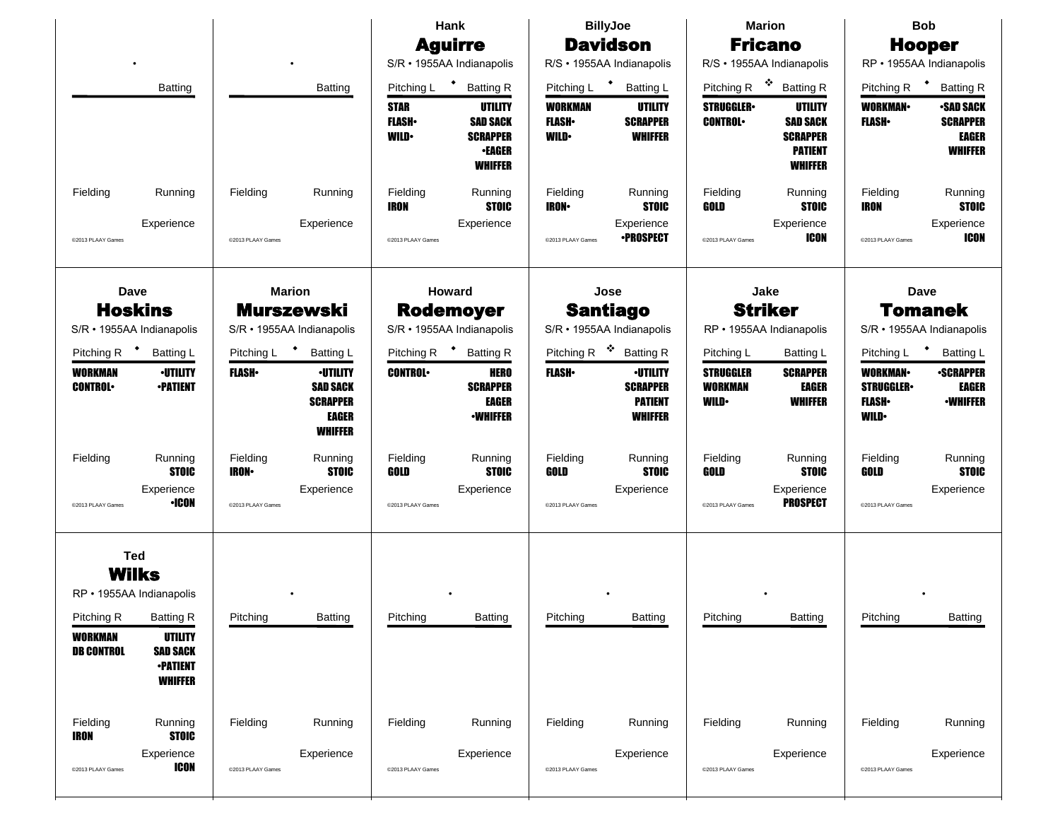| | | | | | |
|---|---|---|---|---|---|
| • Batting | • Batting | **Hank Aguirre** S/R • 1955AA Indianapolis | **BillyJoe Davidson** R/S • 1955AA Indianapolis | **Marion Fricano** R/S • 1955AA Indianapolis | **Bob Hooper** RP • 1955AA Indianapolis |
| | | Pitching L ◆ Batting R | Pitching L ◆ Batting L | Pitching R ❖ Batting R | Pitching R ◆ Batting R |
| | | STAR / FLASH• / WILD• — UTILITY / SAD SACK / SCRAPPER / •EAGER / WHIFFER | WORKMAN / FLASH• / WILD• — UTILITY / SCRAPPER / WHIFFER | STRUGGLER• / CONTROL• — UTILITY / SAD SACK / SCRAPPER / PATIENT / WHIFFER | WORKMAN• / FLASH• — •SAD SACK / SCRAPPER / EAGER / WHIFFER |
| Fielding / Running | Fielding / Running | Fielding: IRON / Running: STOIC | Fielding: IRON• / Running: STOIC | Fielding: GOLD / Running: STOIC | Fielding: IRON / Running: STOIC |
| Experience | Experience | Experience | Experience: •PROSPECT | Experience: ICON | Experience: ICON |
| ©2013 PLAAY Games | ©2013 PLAAY Games | ©2013 PLAAY Games | ©2013 PLAAY Games | ©2013 PLAAY Games | ©2013 PLAAY Games |

| | | | | | |
|---|---|---|---|---|---|
| **Dave Hoskins** S/R • 1955AA Indianapolis | **Marion Murszewski** S/R • 1955AA Indianapolis | **Howard Rodemoyer** S/R • 1955AA Indianapolis | **Jose Santiago** S/R • 1955AA Indianapolis | **Jake Striker** RP • 1955AA Indianapolis | **Dave Tomanek** S/R • 1955AA Indianapolis |
| Pitching R ◆ Batting L | Pitching L ◆ Batting L | Pitching R ◆ Batting R | Pitching R ❖ Batting R | Pitching L Batting L | Pitching L ◆ Batting L |
| WORKMAN / CONTROL• — •UTILITY / •PATIENT | FLASH• — •UTILITY / SAD SACK / SCRAPPER / EAGER / WHIFFER | CONTROL• — HERO / SCRAPPER / EAGER / •WHIFFER | FLASH• — •UTILITY / SCRAPPER / PATIENT / WHIFFER | STRUGGLER / WORKMAN / WILD• — SCRAPPER / EAGER / WHIFFER | WORKMAN• / STRUGGLER• / FLASH• / WILD• — •SCRAPPER / EAGER / •WHIFFER |
| Fielding / Running: STOIC | Fielding: IRON• / Running: STOIC | Fielding: GOLD / Running: STOIC | Fielding: GOLD / Running: STOIC | Fielding: GOLD / Running: STOIC | Fielding: GOLD / Running: STOIC |
| Experience: •ICON | Experience | Experience | Experience | Experience: PROSPECT | Experience |
| ©2013 PLAAY Games | ©2013 PLAAY Games | ©2013 PLAAY Games | ©2013 PLAAY Games | ©2013 PLAAY Games | ©2013 PLAAY Games |

| | | | | | |
|---|---|---|---|---|---|
| **Ted Wilks** RP • 1955AA Indianapolis | • | • | • | • | • |
| Pitching R Batting R | Pitching Batting | Pitching Batting | Pitching Batting | Pitching Batting | Pitching Batting |
| WORKMAN / DB CONTROL — UTILITY / SAD SACK / •PATIENT / WHIFFER | | | | | |
| Fielding: IRON / Running: STOIC | Fielding / Running | Fielding / Running | Fielding / Running | Fielding / Running | Fielding / Running |
| Experience: ICON | Experience | Experience | Experience | Experience | Experience |
| ©2013 PLAAY Games | ©2013 PLAAY Games | ©2013 PLAAY Games | ©2013 PLAAY Games | ©2013 PLAAY Games | ©2013 PLAAY Games |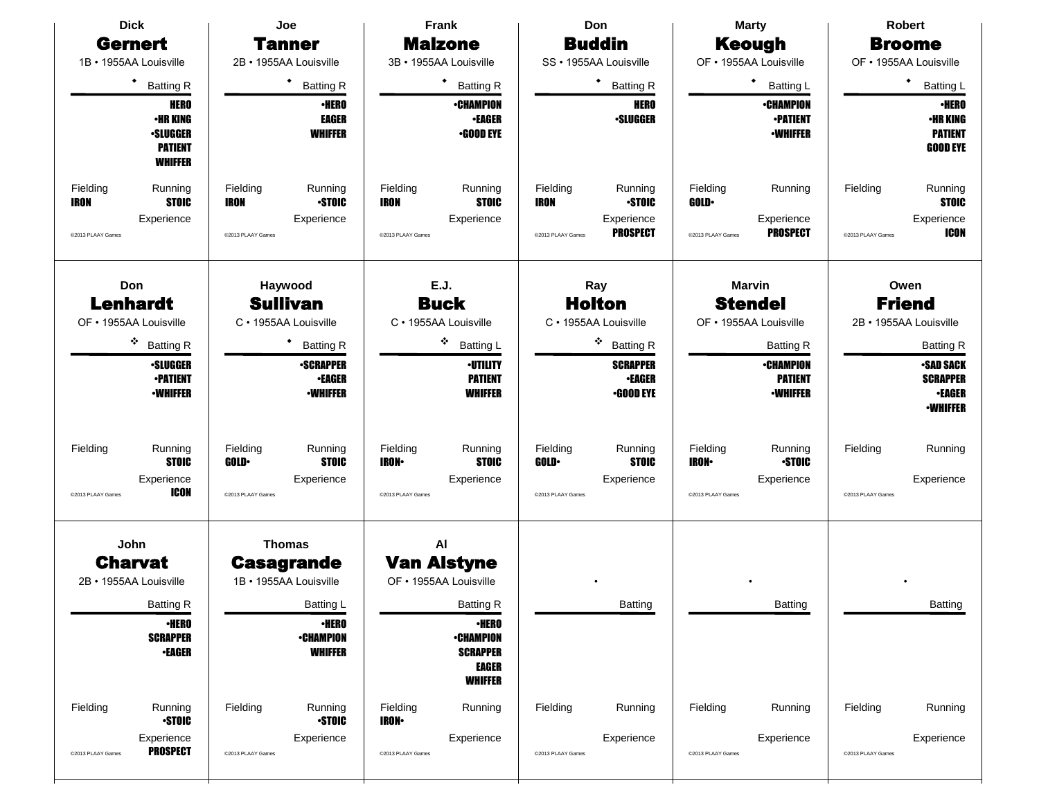## Dick Gernert
1B • 1955AA Louisville

◆ Batting R

HERO
•HR KING
•SLUGGER
PATIENT
WHIFFER

Fielding: IRON
Running: STOIC
Experience:

©2013 PLAAY Games

## Joe Tanner
2B • 1955AA Louisville

◆ Batting R

•HERO
EAGER
WHIFFER

Fielding: IRON
Running: •STOIC
Experience:

©2013 PLAAY Games

## Frank Malzone
3B • 1955AA Louisville

◆ Batting R

•CHAMPION
•EAGER
•GOOD EYE

Fielding: IRON
Running: STOIC
Experience:

©2013 PLAAY Games

## Don Buddin
SS • 1955AA Louisville

◆ Batting R

HERO
•SLUGGER

Fielding: IRON
Running: •STOIC
Experience: PROSPECT

©2013 PLAAY Games

## Marty Keough
OF • 1955AA Louisville

◆ Batting L

•CHAMPION
•PATIENT
•WHIFFER

Fielding: GOLD•
Running:
Experience: PROSPECT

©2013 PLAAY Games

## Robert Broome
OF • 1955AA Louisville

◆ Batting L

•HERO
•HR KING
PATIENT
GOOD EYE

Fielding:
Running: STOIC
Experience: ICON

©2013 PLAAY Games

## Don Lenhardt
OF • 1955AA Louisville

❖ Batting R

•SLUGGER
•PATIENT
•WHIFFER

Fielding:
Running: STOIC
Experience: ICON

©2013 PLAAY Games

## Haywood Sullivan
C • 1955AA Louisville

◆ Batting R

•SCRAPPER
•EAGER
•WHIFFER

Fielding: GOLD•
Running: STOIC
Experience:

©2013 PLAAY Games

## E.J. Buck
C • 1955AA Louisville

❖ Batting L

•UTILITY
PATIENT
WHIFFER

Fielding: IRON•
Running: STOIC
Experience:

©2013 PLAAY Games

## Ray Holton
C • 1955AA Louisville

❖ Batting R

SCRAPPER
•EAGER
•GOOD EYE

Fielding: GOLD•
Running: STOIC
Experience:

©2013 PLAAY Games

## Marvin Stendel
OF • 1955AA Louisville

Batting R

•CHAMPION
PATIENT
•WHIFFER

Fielding: IRON•
Running: •STOIC
Experience:

©2013 PLAAY Games

## Owen Friend
2B • 1955AA Louisville

Batting R

•SAD SACK
SCRAPPER
•EAGER
•WHIFFER

Fielding:
Running:
Experience:

©2013 PLAAY Games

## John Charvat
2B • 1955AA Louisville

Batting R

•HERO
SCRAPPER
•EAGER

Fielding:
Running: •STOIC
Experience: PROSPECT

©2013 PLAAY Games

## Thomas Casagrande
1B • 1955AA Louisville

Batting L

•HERO
•CHAMPION
WHIFFER

Fielding:
Running: •STOIC
Experience:

©2013 PLAAY Games

## Al Van Alstyne
OF • 1955AA Louisville

Batting R

•HERO
•CHAMPION
SCRAPPER
EAGER
WHIFFER

Fielding: IRON•
Running:
Experience:

©2013 PLAAY Games

•

Batting

Fielding:
Running:
Experience:

©2013 PLAAY Games

•

Batting

Fielding:
Running:
Experience:

©2013 PLAAY Games

•

Batting

Fielding:
Running:
Experience:

©2013 PLAAY Games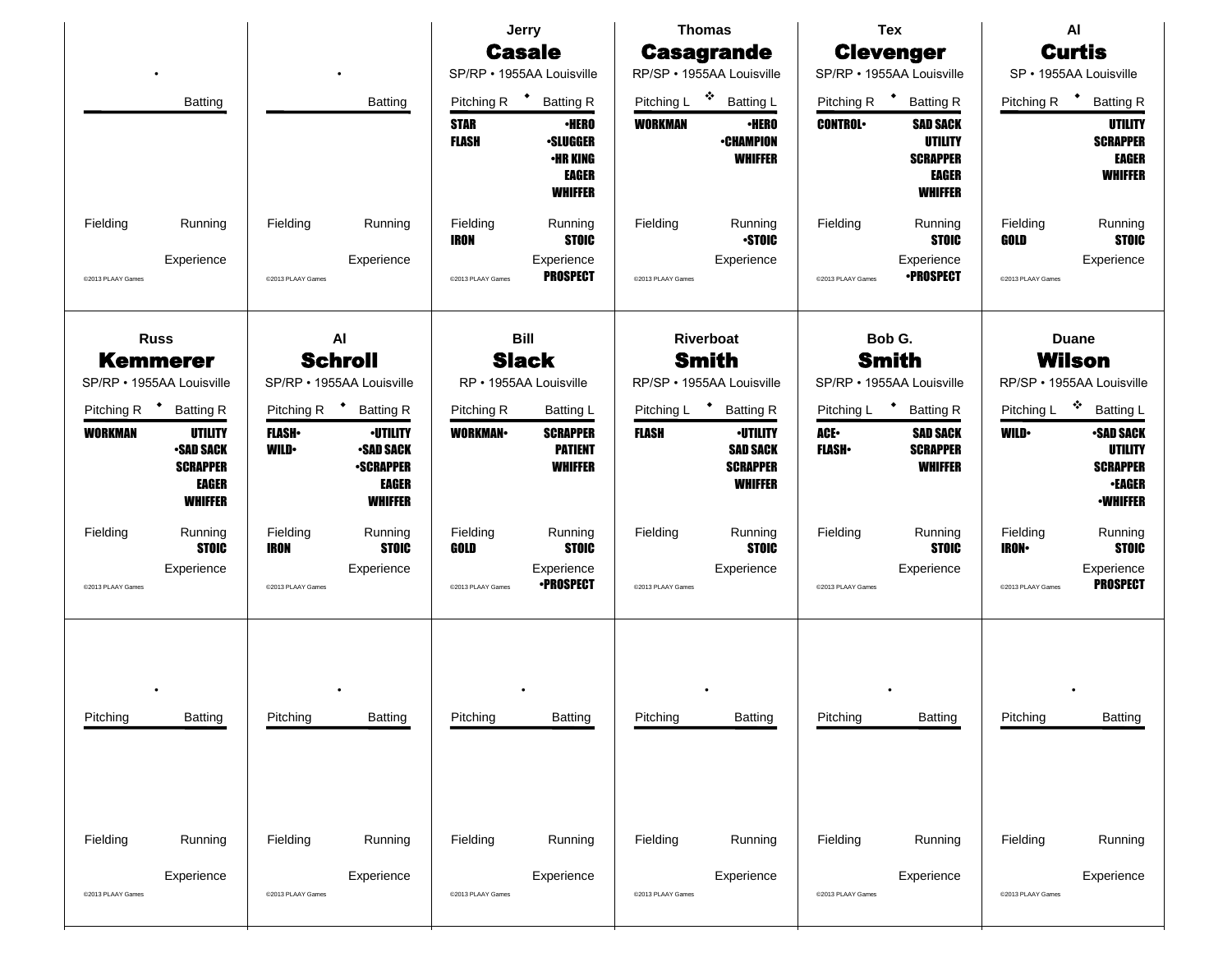## Row 1

**•**
Batting

Fielding | Running
Experience
©2013 PLAAY Games

---

**•**
Batting

Fielding | Running
Experience
©2013 PLAAY Games

---

Jerry
### Casale
SP/RP • 1955AA Louisville

Pitching R ◆ Batting R

**STAR**
**FLASH**

**•HERO**
**•SLUGGER**
**•HR KING**
**EAGER**
**WHIFFER**

Fielding: **IRON**
Running: **STOIC**
Experience: **PROSPECT**
©2013 PLAAY Games

---

Thomas
### Casagrande
RP/SP • 1955AA Louisville

Pitching L ❖ Batting L

**WORKMAN**

**•HERO**
**•CHAMPION**
**WHIFFER**

Fielding
Running: **•STOIC**
Experience
©2013 PLAAY Games

---

Tex
### Clevenger
SP/RP • 1955AA Louisville

Pitching R ◆ Batting R

**CONTROL•**

**SAD SACK**
**UTILITY**
**SCRAPPER**
**EAGER**
**WHIFFER**

Fielding
Running: **STOIC**
Experience: **•PROSPECT**
©2013 PLAAY Games

---

Al
### Curtis
SP • 1955AA Louisville

Pitching R ◆ Batting R

**UTILITY**
**SCRAPPER**
**EAGER**
**WHIFFER**

Fielding: **GOLD**
Running: **STOIC**
Experience
©2013 PLAAY Games

## Row 2

Russ
### Kemmerer
SP/RP • 1955AA Louisville

Pitching R ◆ Batting R

**WORKMAN**

**UTILITY**
**•SAD SACK**
**SCRAPPER**
**EAGER**
**WHIFFER**

Fielding
Running: **STOIC**
Experience
©2013 PLAAY Games

---

Al
### Schroll
SP/RP • 1955AA Louisville

Pitching R ◆ Batting R

**FLASH•**
**WILD•**

**•UTILITY**
**•SAD SACK**
**•SCRAPPER**
**EAGER**
**WHIFFER**

Fielding: **IRON**
Running: **STOIC**
Experience
©2013 PLAAY Games

---

Bill
### Slack
RP • 1955AA Louisville

Pitching R Batting L

**WORKMAN•**

**SCRAPPER**
**PATIENT**
**WHIFFER**

Fielding: **GOLD**
Running: **STOIC**
Experience: **•PROSPECT**
©2013 PLAAY Games

---

Riverboat
### Smith
RP/SP • 1955AA Louisville

Pitching L ◆ Batting R

**FLASH**

**•UTILITY**
**SAD SACK**
**SCRAPPER**
**WHIFFER**

Fielding
Running: **STOIC**
Experience
©2013 PLAAY Games

---

Bob G.
### Smith
SP/RP • 1955AA Louisville

Pitching L ◆ Batting R

**ACE•**
**FLASH•**

**SAD SACK**
**SCRAPPER**
**WHIFFER**

Fielding
Running: **STOIC**
Experience
©2013 PLAAY Games

---

Duane
### Wilson
RP/SP • 1955AA Louisville

Pitching L ❖ Batting L

**WILD•**

**•SAD SACK**
**UTILITY**
**SCRAPPER**
**•EAGER**
**•WHIFFER**

Fielding: **IRON•**
Running: **STOIC**
Experience: **PROSPECT**
©2013 PLAAY Games

## Row 3

**•**
Pitching | Batting
Fielding | Running
Experience
©2013 PLAAY Games

---

**•**
Pitching | Batting
Fielding | Running
Experience
©2013 PLAAY Games

---

**•**
Pitching | Batting
Fielding | Running
Experience
©2013 PLAAY Games

---

**•**
Pitching | Batting
Fielding | Running
Experience
©2013 PLAAY Games

---

**•**
Pitching | Batting
Fielding | Running
Experience
©2013 PLAAY Games

---

**•**
Pitching | Batting
Fielding | Running
Experience
©2013 PLAAY Games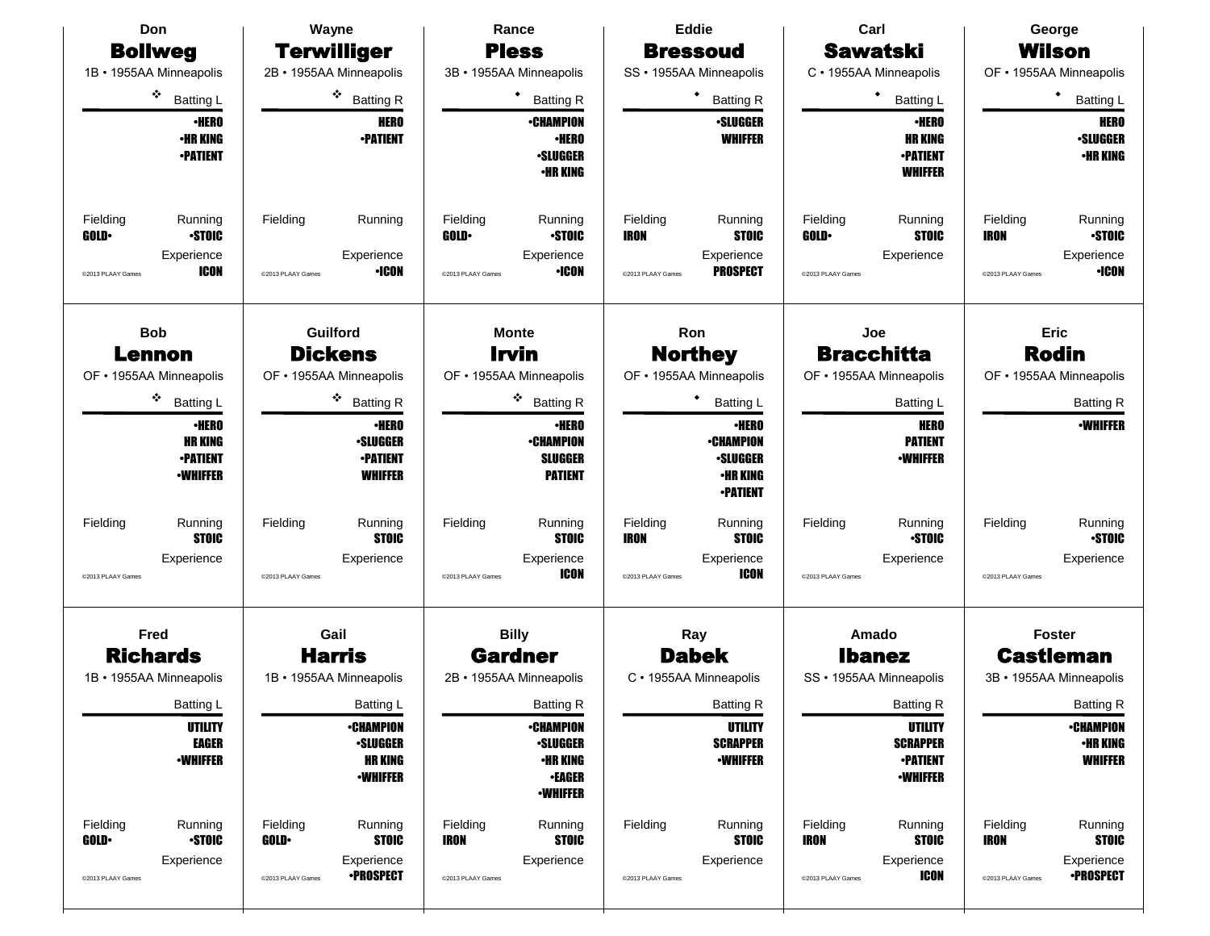## Don **Bollweg**

1B • 1955AA Minneapolis

❖ Batting L

•HERO
•HR KING
•PATIENT

Fielding: GOLD•
Running: •STOIC
Experience: ICON

©2013 PLAAY Games

---

## Wayne **Terwilliger**

2B • 1955AA Minneapolis

❖ Batting R

HERO
•PATIENT

Fielding:
Running:
Experience: •ICON

©2013 PLAAY Games

---

## Rance **Pless**

3B • 1955AA Minneapolis

◆ Batting R

•CHAMPION
•HERO
•SLUGGER
•HR KING

Fielding: GOLD•
Running: •STOIC
Experience: •ICON

©2013 PLAAY Games

---

## Eddie **Bressoud**

SS • 1955AA Minneapolis

◆ Batting R

•SLUGGER
WHIFFER

Fielding: IRON
Running: STOIC
Experience: PROSPECT

©2013 PLAAY Games

---

## Carl **Sawatski**

C • 1955AA Minneapolis

◆ Batting L

•HERO
HR KING
•PATIENT
WHIFFER

Fielding: GOLD•
Running: STOIC
Experience:

©2013 PLAAY Games

---

## George **Wilson**

OF • 1955AA Minneapolis

◆ Batting L

HERO
•SLUGGER
•HR KING

Fielding: IRON
Running: •STOIC
Experience: •ICON

©2013 PLAAY Games

---

## Bob **Lennon**

OF • 1955AA Minneapolis

❖ Batting L

•HERO
HR KING
•PATIENT
•WHIFFER

Fielding:
Running: STOIC
Experience:

©2013 PLAAY Games

---

## Guilford **Dickens**

OF • 1955AA Minneapolis

❖ Batting R

•HERO
•SLUGGER
•PATIENT
WHIFFER

Fielding:
Running: STOIC
Experience:

©2013 PLAAY Games

---

## Monte **Irvin**

OF • 1955AA Minneapolis

❖ Batting R

•HERO
•CHAMPION
SLUGGER
PATIENT

Fielding:
Running: STOIC
Experience: ICON

©2013 PLAAY Games

---

## Ron **Northey**

OF • 1955AA Minneapolis

◆ Batting L

•HERO
•CHAMPION
•SLUGGER
•HR KING
•PATIENT

Fielding: IRON
Running: STOIC
Experience: ICON

©2013 PLAAY Games

---

## Joe **Bracchitta**

OF • 1955AA Minneapolis

Batting L

HERO
PATIENT
•WHIFFER

Fielding:
Running: •STOIC
Experience:

©2013 PLAAY Games

---

## Eric **Rodin**

OF • 1955AA Minneapolis

Batting R

•WHIFFER

Fielding:
Running: •STOIC
Experience:

©2013 PLAAY Games

---

## Fred **Richards**

1B • 1955AA Minneapolis

Batting L

UTILITY
EAGER
•WHIFFER

Fielding: GOLD•
Running: •STOIC
Experience:

©2013 PLAAY Games

---

## Gail **Harris**

1B • 1955AA Minneapolis

Batting L

•CHAMPION
•SLUGGER
HR KING
•WHIFFER

Fielding: GOLD•
Running: STOIC
Experience: •PROSPECT

©2013 PLAAY Games

---

## Billy **Gardner**

2B • 1955AA Minneapolis

Batting R

•CHAMPION
•SLUGGER
•HR KING
•EAGER
•WHIFFER

Fielding: IRON
Running: STOIC
Experience:

©2013 PLAAY Games

---

## Ray **Dabek**

C • 1955AA Minneapolis

Batting R

UTILITY
SCRAPPER
•WHIFFER

Fielding:
Running: STOIC
Experience:

©2013 PLAAY Games

---

## Amado **Ibanez**

SS • 1955AA Minneapolis

Batting R

UTILITY
SCRAPPER
•PATIENT
•WHIFFER

Fielding: IRON
Running: STOIC
Experience: ICON

©2013 PLAAY Games

---

## Foster **Castleman**

3B • 1955AA Minneapolis

Batting R

•CHAMPION
•HR KING
WHIFFER

Fielding: IRON
Running: STOIC
Experience: •PROSPECT

©2013 PLAAY Games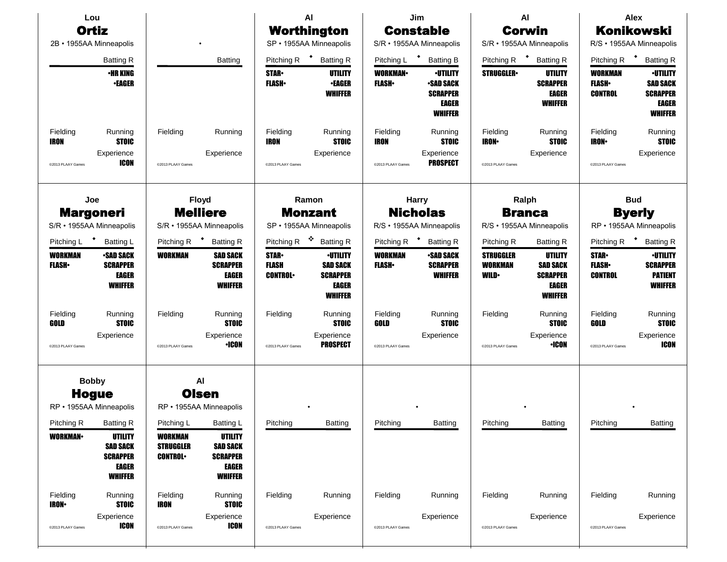## Lou Ortiz
2B • 1955AA Minneapolis

| | Batting R |
|---|---|
| | •HR KING |
| | •EAGER |

Fielding | Running **STOIC**
Experience **ICON**

©2013 PLAAY Games

## •

| | Batting |
|---|---|

Fielding | Running
Experience

©2013 PLAAY Games

## Al Worthington
SP • 1955AA Minneapolis

| Pitching R ◆ | Batting R |
|---|---|
| STAR• | UTILITY |
| FLASH• | •EAGER |
| | WHIFFER |

Fielding **IRON** | Running **STOIC**
Experience

©2013 PLAAY Games

## Jim Constable
S/R • 1955AA Minneapolis

| Pitching L ◆ | Batting B |
|---|---|
| WORKMAN• | •UTILITY |
| FLASH• | •SAD SACK |
| | SCRAPPER |
| | EAGER |
| | WHIFFER |

Fielding **IRON** | Running **STOIC**
Experience **PROSPECT**

©2013 PLAAY Games

## Al Corwin
S/R • 1955AA Minneapolis

| Pitching R ◆ | Batting R |
|---|---|
| STRUGGLER• | UTILITY |
| | SCRAPPER |
| | EAGER |
| | WHIFFER |

Fielding **IRON•** | Running **STOIC**
Experience

©2013 PLAAY Games

## Alex Konikowski
R/S • 1955AA Minneapolis

| Pitching R ◆ | Batting R |
|---|---|
| WORKMAN | •UTILITY |
| FLASH• | SAD SACK |
| CONTROL | SCRAPPER |
| | EAGER |
| | WHIFFER |

Fielding **IRON•** | Running **STOIC**
Experience

©2013 PLAAY Games

## Joe Margoneri
S/R • 1955AA Minneapolis

| Pitching L ◆ | Batting L |
|---|---|
| WORKMAN | •SAD SACK |
| FLASH• | SCRAPPER |
| | EAGER |
| | WHIFFER |

Fielding **GOLD** | Running **STOIC**
Experience

©2013 PLAAY Games

## Floyd Melliere
S/R • 1955AA Minneapolis

| Pitching R ◆ | Batting R |
|---|---|
| WORKMAN | SAD SACK |
| | SCRAPPER |
| | EAGER |
| | WHIFFER |

Fielding | Running **STOIC**
Experience **•ICON**

©2013 PLAAY Games

## Ramon Monzant
SP • 1955AA Minneapolis

| Pitching R ❖ | Batting R |
|---|---|
| STAR• | •UTILITY |
| FLASH | SAD SACK |
| CONTROL• | SCRAPPER |
| | EAGER |
| | WHIFFER |

Fielding | Running **STOIC**
Experience **PROSPECT**

©2013 PLAAY Games

## Harry Nicholas
R/S • 1955AA Minneapolis

| Pitching R ◆ | Batting R |
|---|---|
| WORKMAN | •SAD SACK |
| FLASH• | SCRAPPER |
| | WHIFFER |

Fielding **GOLD** | Running **STOIC**
Experience

©2013 PLAAY Games

## Ralph Branca
R/S • 1955AA Minneapolis

| Pitching R | Batting R |
|---|---|
| STRUGGLER | UTILITY |
| WORKMAN | SAD SACK |
| WILD• | SCRAPPER |
| | EAGER |
| | WHIFFER |

Fielding | Running **STOIC**
Experience **•ICON**

©2013 PLAAY Games

## Bud Byerly
RP • 1955AA Minneapolis

| Pitching R ◆ | Batting R |
|---|---|
| STAR• | •UTILITY |
| FLASH• | SCRAPPER |
| CONTROL | PATIENT |
| | WHIFFER |

Fielding **GOLD** | Running **STOIC**
Experience **ICON**

©2013 PLAAY Games

## Bobby Hogue
RP • 1955AA Minneapolis

| Pitching R | Batting R |
|---|---|
| WORKMAN• | UTILITY |
| | SAD SACK |
| | SCRAPPER |
| | EAGER |
| | WHIFFER |

Fielding **IRON•** | Running **STOIC**
Experience **ICON**

©2013 PLAAY Games

## Al Olsen
RP • 1955AA Minneapolis

| Pitching L | Batting L |
|---|---|
| WORKMAN | UTILITY |
| STRUGGLER | SAD SACK |
| CONTROL• | SCRAPPER |
| | EAGER |
| | WHIFFER |

Fielding **IRON** | Running **STOIC**
Experience **ICON**

©2013 PLAAY Games

## •

| Pitching | Batting |
|---|---|

Fielding | Running
Experience

©2013 PLAAY Games

## •

| Pitching | Batting |
|---|---|

Fielding | Running
Experience

©2013 PLAAY Games

## •

| Pitching | Batting |
|---|---|

Fielding | Running
Experience

©2013 PLAAY Games

## •

| Pitching | Batting |
|---|---|

Fielding | Running
Experience

©2013 PLAAY Games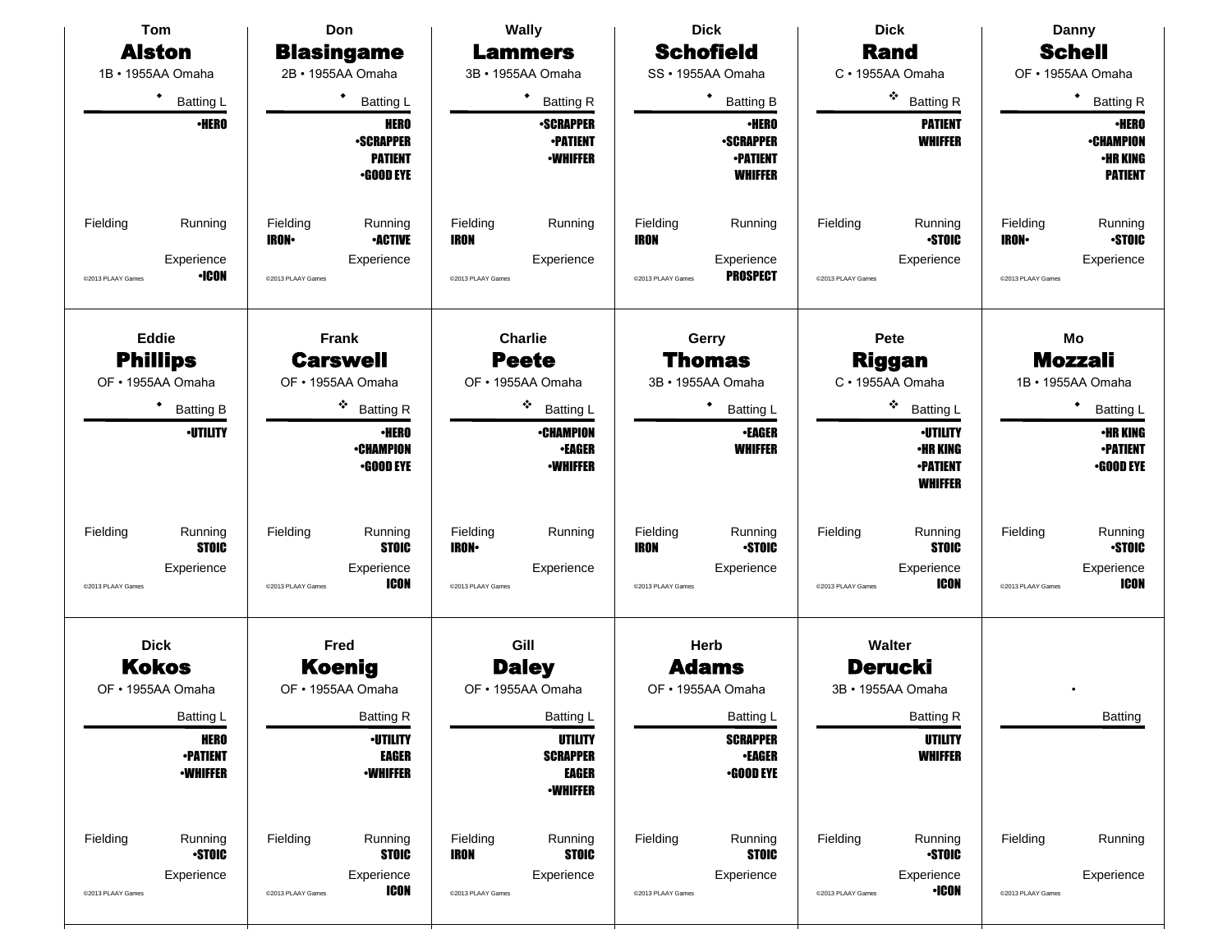**Tom**
## Alston
1B • 1955AA Omaha

◆ Batting L

•HERO

Fielding

Running

Experience
•ICON

©2013 PLAAY Games

---

**Don**
## Blasingame
2B • 1955AA Omaha

◆ Batting L

HERO
•SCRAPPER
PATIENT
•GOOD EYE

Fielding
IRON•

Running
•ACTIVE

Experience

©2013 PLAAY Games

---

**Wally**
## Lammers
3B • 1955AA Omaha

◆ Batting R

•SCRAPPER
•PATIENT
•WHIFFER

Fielding
IRON

Running

Experience

©2013 PLAAY Games

---

**Dick**
## Schofield
SS • 1955AA Omaha

◆ Batting B

•HERO
•SCRAPPER
•PATIENT
WHIFFER

Fielding
IRON

Running

Experience
PROSPECT

©2013 PLAAY Games

---

**Dick**
## Rand
C • 1955AA Omaha

❖ Batting R

PATIENT
WHIFFER

Fielding

Running
•STOIC

Experience

©2013 PLAAY Games

---

**Danny**
## Schell
OF • 1955AA Omaha

◆ Batting R

•HERO
•CHAMPION
•HR KING
PATIENT

Fielding
IRON•

Running
•STOIC

Experience

©2013 PLAAY Games

---

**Eddie**
## Phillips
OF • 1955AA Omaha

◆ Batting B

•UTILITY

Fielding

Running
STOIC

Experience

©2013 PLAAY Games

---

**Frank**
## Carswell
OF • 1955AA Omaha

❖ Batting R

•HERO
•CHAMPION
•GOOD EYE

Fielding

Running
STOIC

Experience
ICON

©2013 PLAAY Games

---

**Charlie**
## Peete
OF • 1955AA Omaha

❖ Batting L

•CHAMPION
•EAGER
•WHIFFER

Fielding
IRON•

Running

Experience

©2013 PLAAY Games

---

**Gerry**
## Thomas
3B • 1955AA Omaha

◆ Batting L

•EAGER
WHIFFER

Fielding
IRON

Running
•STOIC

Experience

©2013 PLAAY Games

---

**Pete**
## Riggan
C • 1955AA Omaha

❖ Batting L

•UTILITY
•HR KING
•PATIENT
WHIFFER

Fielding

Running
STOIC

Experience
ICON

©2013 PLAAY Games

---

**Mo**
## Mozzali
1B • 1955AA Omaha

◆ Batting L

•HR KING
•PATIENT
•GOOD EYE

Fielding

Running
•STOIC

Experience
ICON

©2013 PLAAY Games

---

**Dick**
## Kokos
OF • 1955AA Omaha

Batting L

HERO
•PATIENT
•WHIFFER

Fielding

Running
•STOIC

Experience

©2013 PLAAY Games

---

**Fred**
## Koenig
OF • 1955AA Omaha

Batting R

•UTILITY
EAGER
•WHIFFER

Fielding

Running
STOIC

Experience
ICON

©2013 PLAAY Games

---

**Gill**
## Daley
OF • 1955AA Omaha

Batting L

UTILITY
SCRAPPER
EAGER
•WHIFFER

Fielding
IRON

Running
STOIC

Experience

©2013 PLAAY Games

---

**Herb**
## Adams
OF • 1955AA Omaha

Batting L

SCRAPPER
•EAGER
•GOOD EYE

Fielding

Running
STOIC

Experience

©2013 PLAAY Games

---

**Walter**
## Derucki
3B • 1955AA Omaha

Batting R

UTILITY
WHIFFER

Fielding

Running
•STOIC

Experience
•ICON

©2013 PLAAY Games

---

•

Batting

Fielding

Running

Experience

©2013 PLAAY Games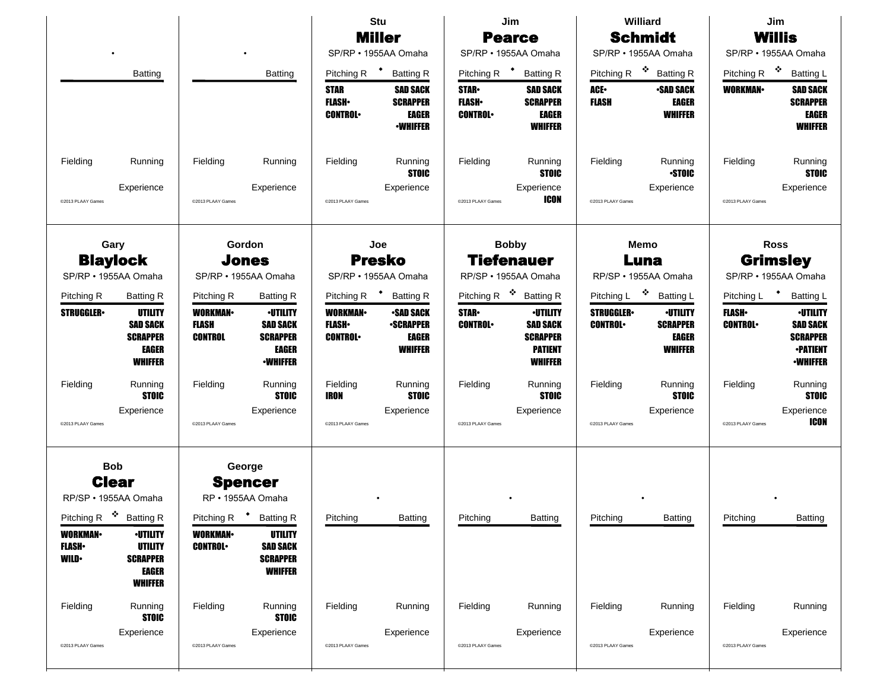## Stu Miller

SP/RP • 1955AA Omaha

Pitching R ◆ Batting R

**Pitching:** STAR, FLASH•, CONTROL•

**Batting:** SAD SACK, SCRAPPER, EAGER, •WHIFFER

**Fielding:**

**Running:** STOIC

**Experience:**

©2013 PLAAY Games

## Jim Pearce

SP/RP • 1955AA Omaha

Pitching R ◆ Batting R

**Pitching:** STAR•, FLASH•, CONTROL•

**Batting:** SAD SACK, SCRAPPER, EAGER, WHIFFER

**Fielding:**

**Running:** STOIC

**Experience:** ICON

©2013 PLAAY Games

## Williard Schmidt

SP/RP • 1955AA Omaha

Pitching R ❖ Batting R

**Pitching:** ACE•, FLASH

**Batting:** •SAD SACK, EAGER, WHIFFER

**Fielding:**

**Running:** •STOIC

**Experience:**

©2013 PLAAY Games

## Jim Willis

SP/RP • 1955AA Omaha

Pitching R ❖ Batting L

**Pitching:** WORKMAN•

**Batting:** SAD SACK, SCRAPPER, EAGER, WHIFFER

**Fielding:**

**Running:** STOIC

**Experience:**

©2013 PLAAY Games

## Gary Blaylock

SP/RP • 1955AA Omaha

Pitching R Batting R

**Pitching:** STRUGGLER•

**Batting:** UTILITY, SAD SACK, SCRAPPER, EAGER, WHIFFER

**Fielding:**

**Running:** STOIC

**Experience:**

©2013 PLAAY Games

## Gordon Jones

SP/RP • 1955AA Omaha

Pitching R Batting R

**Pitching:** WORKMAN•, FLASH, CONTROL

**Batting:** •UTILITY, SAD SACK, SCRAPPER, EAGER, •WHIFFER

**Fielding:**

**Running:** STOIC

**Experience:**

©2013 PLAAY Games

## Joe Presko

SP/RP • 1955AA Omaha

Pitching R ◆ Batting R

**Pitching:** WORKMAN•, FLASH•, CONTROL•

**Batting:** •SAD SACK, •SCRAPPER, EAGER, WHIFFER

**Fielding:** IRON

**Running:** STOIC

**Experience:**

©2013 PLAAY Games

## Bobby Tiefenauer

RP/SP • 1955AA Omaha

Pitching R ❖ Batting R

**Pitching:** STAR•, CONTROL•

**Batting:** •UTILITY, SAD SACK, SCRAPPER, PATIENT, WHIFFER

**Fielding:**

**Running:** STOIC

**Experience:**

©2013 PLAAY Games

## Memo Luna

RP/SP • 1955AA Omaha

Pitching L ❖ Batting L

**Pitching:** STRUGGLER•, CONTROL•

**Batting:** •UTILITY, SCRAPPER, EAGER, WHIFFER

**Fielding:**

**Running:** STOIC

**Experience:**

©2013 PLAAY Games

## Ross Grimsley

SP/RP • 1955AA Omaha

Pitching L ◆ Batting L

**Pitching:** FLASH•, CONTROL•

**Batting:** •UTILITY, SAD SACK, SCRAPPER, •PATIENT, •WHIFFER

**Fielding:**

**Running:** STOIC

**Experience:** ICON

©2013 PLAAY Games

## Bob Clear

RP/SP • 1955AA Omaha

Pitching R ❖ Batting R

**Pitching:** WORKMAN•, FLASH•, WILD•

**Batting:** •UTILITY, UTILITY, SCRAPPER, EAGER, WHIFFER

**Fielding:**

**Running:** STOIC

**Experience:**

©2013 PLAAY Games

## George Spencer

RP • 1955AA Omaha

Pitching R ◆ Batting R

**Pitching:** WORKMAN•, CONTROL•

**Batting:** UTILITY, SAD SACK, SCRAPPER, WHIFFER

**Fielding:**

**Running:** STOIC

**Experience:**

©2013 PLAAY Games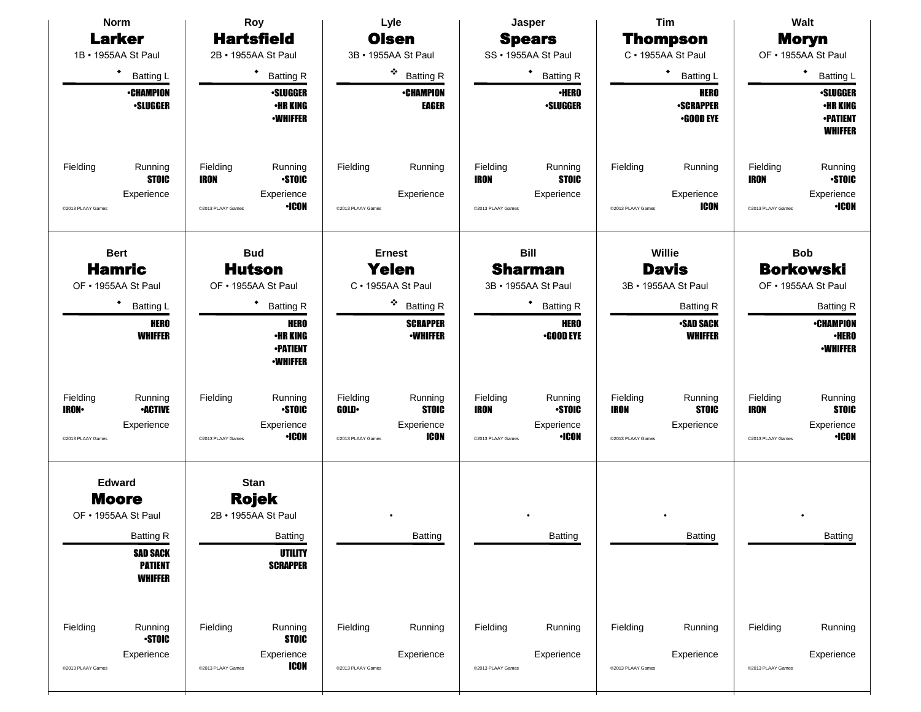**Norm**
## Larker
1B • 1955AA St Paul

◆ Batting L

•CHAMPION
•SLUGGER

Fielding | Running: STOIC
Experience

©2013 PLAAY Games

---

**Roy**
## Hartsfield
2B • 1955AA St Paul

◆ Batting R

•SLUGGER
•HR KING
•WHIFFER

Fielding: IRON | Running: •STOIC
Experience: •ICON

©2013 PLAAY Games

---

**Lyle**
## Olsen
3B • 1955AA St Paul

❖ Batting R

•CHAMPION
EAGER

Fielding | Running
Experience

©2013 PLAAY Games

---

**Jasper**
## Spears
SS • 1955AA St Paul

◆ Batting R

•HERO
•SLUGGER

Fielding: IRON | Running: STOIC
Experience

©2013 PLAAY Games

---

**Tim**
## Thompson
C • 1955AA St Paul

◆ Batting L

HERO
•SCRAPPER
•GOOD EYE

Fielding | Running
Experience: ICON

©2013 PLAAY Games

---

**Walt**
## Moryn
OF • 1955AA St Paul

◆ Batting L

•SLUGGER
•HR KING
•PATIENT
WHIFFER

Fielding: IRON | Running: •STOIC
Experience: •ICON

©2013 PLAAY Games

---

**Bert**
## Hamric
OF • 1955AA St Paul

◆ Batting L

HERO
WHIFFER

Fielding: IRON• | Running: •ACTIVE
Experience

©2013 PLAAY Games

---

**Bud**
## Hutson
OF • 1955AA St Paul

◆ Batting R

HERO
•HR KING
•PATIENT
•WHIFFER

Fielding | Running: •STOIC
Experience: •ICON

©2013 PLAAY Games

---

**Ernest**
## Yelen
C • 1955AA St Paul

❖ Batting R

SCRAPPER
•WHIFFER

Fielding: GOLD• | Running: STOIC
Experience: ICON

©2013 PLAAY Games

---

**Bill**
## Sharman
3B • 1955AA St Paul

◆ Batting R

HERO
•GOOD EYE

Fielding: IRON | Running: •STOIC
Experience: •ICON

©2013 PLAAY Games

---

**Willie**
## Davis
3B • 1955AA St Paul

Batting R

•SAD SACK
WHIFFER

Fielding: IRON | Running: STOIC
Experience

©2013 PLAAY Games

---

**Bob**
## Borkowski
OF • 1955AA St Paul

Batting R

•CHAMPION
•HERO
•WHIFFER

Fielding: IRON | Running: STOIC
Experience: •ICON

©2013 PLAAY Games

---

**Edward**
## Moore
OF • 1955AA St Paul

Batting R

SAD SACK
PATIENT
WHIFFER

Fielding | Running: •STOIC
Experience

©2013 PLAAY Games

---

**Stan**
## Rojek
2B • 1955AA St Paul

Batting

UTILITY
SCRAPPER

Fielding | Running: STOIC
Experience: ICON

©2013 PLAAY Games

---

•

Batting

Fielding | Running
Experience

©2013 PLAAY Games

---

•

Batting

Fielding | Running
Experience

©2013 PLAAY Games

---

•

Batting

Fielding | Running
Experience

©2013 PLAAY Games

---

•

Batting

Fielding | Running
Experience

©2013 PLAAY Games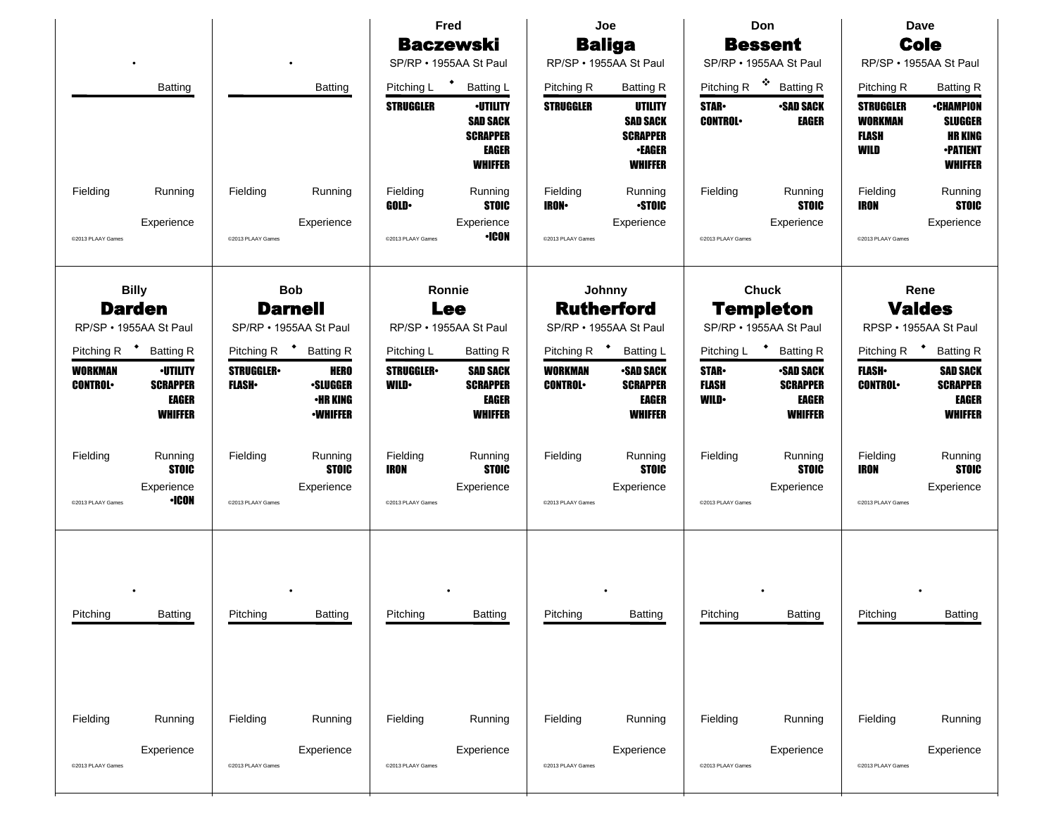•

Batting

Fielding Running

Experience

©2013 PLAAY Games

•

Batting

Fielding Running

Experience

©2013 PLAAY Games

Fred
## Baczewski
SP/RP • 1955AA St Paul

Pitching L ◆ Batting L

**STRUGGLER**

**•UTILITY**
**SAD SACK**
**SCRAPPER**
**EAGER**
**WHIFFER**

Fielding
**GOLD•**

Running
**STOIC**

Experience
**•ICON**

©2013 PLAAY Games

Joe
## Baliga
RP/SP • 1955AA St Paul

Pitching R Batting R

**STRUGGLER**

**UTILITY**
**SAD SACK**
**SCRAPPER**
**•EAGER**
**WHIFFER**

Fielding
**IRON•**

Running
**•STOIC**

Experience

©2013 PLAAY Games

Don
## Bessent
SP/RP • 1955AA St Paul

Pitching R ❖ Batting R

**STAR•**
**CONTROL•**

**•SAD SACK**
**EAGER**

Fielding

Running
**STOIC**

Experience

©2013 PLAAY Games

Dave
## Cole
RP/SP • 1955AA St Paul

Pitching R Batting R

**STRUGGLER**
**WORKMAN**
**FLASH**
**WILD**

**•CHAMPION**
**SLUGGER**
**HR KING**
**•PATIENT**
**WHIFFER**

Fielding
**IRON**

Running
**STOIC**

Experience

©2013 PLAAY Games

Billy
## Darden
RP/SP • 1955AA St Paul

Pitching R ◆ Batting R

**WORKMAN**
**CONTROL•**

**•UTILITY**
**SCRAPPER**
**EAGER**
**WHIFFER**

Fielding

Running
**STOIC**

Experience
**•ICON**

©2013 PLAAY Games

Bob
## Darnell
SP/RP • 1955AA St Paul

Pitching R ◆ Batting R

**STRUGGLER•**
**FLASH•**

**HERO**
**•SLUGGER**
**•HR KING**
**•WHIFFER**

Fielding

Running
**STOIC**

Experience

©2013 PLAAY Games

Ronnie
## Lee
RP/SP • 1955AA St Paul

Pitching L Batting R

**STRUGGLER•**
**WILD•**

**SAD SACK**
**SCRAPPER**
**EAGER**
**WHIFFER**

Fielding
**IRON**

Running
**STOIC**

Experience

©2013 PLAAY Games

Johnny
## Rutherford
SP/RP • 1955AA St Paul

Pitching R ◆ Batting L

**WORKMAN**
**CONTROL•**

**•SAD SACK**
**SCRAPPER**
**EAGER**
**WHIFFER**

Fielding

Running
**STOIC**

Experience

©2013 PLAAY Games

Chuck
## Templeton
SP/RP • 1955AA St Paul

Pitching L ◆ Batting R

**STAR•**
**FLASH**
**WILD•**

**•SAD SACK**
**SCRAPPER**
**EAGER**
**WHIFFER**

Fielding

Running
**STOIC**

Experience

©2013 PLAAY Games

Rene
## Valdes
RPSP • 1955AA St Paul

Pitching R ◆ Batting R

**FLASH•**
**CONTROL•**

**SAD SACK**
**SCRAPPER**
**EAGER**
**WHIFFER**

Fielding
**IRON**

Running
**STOIC**

Experience

©2013 PLAAY Games

•

Pitching Batting

Fielding Running

Experience

©2013 PLAAY Games

•

Pitching Batting

Fielding Running

Experience

©2013 PLAAY Games

•

Pitching Batting

Fielding Running

Experience

©2013 PLAAY Games

•

Pitching Batting

Fielding Running

Experience

©2013 PLAAY Games

•

Pitching Batting

Fielding Running

Experience

©2013 PLAAY Games

•

Pitching Batting

Fielding Running

Experience

©2013 PLAAY Games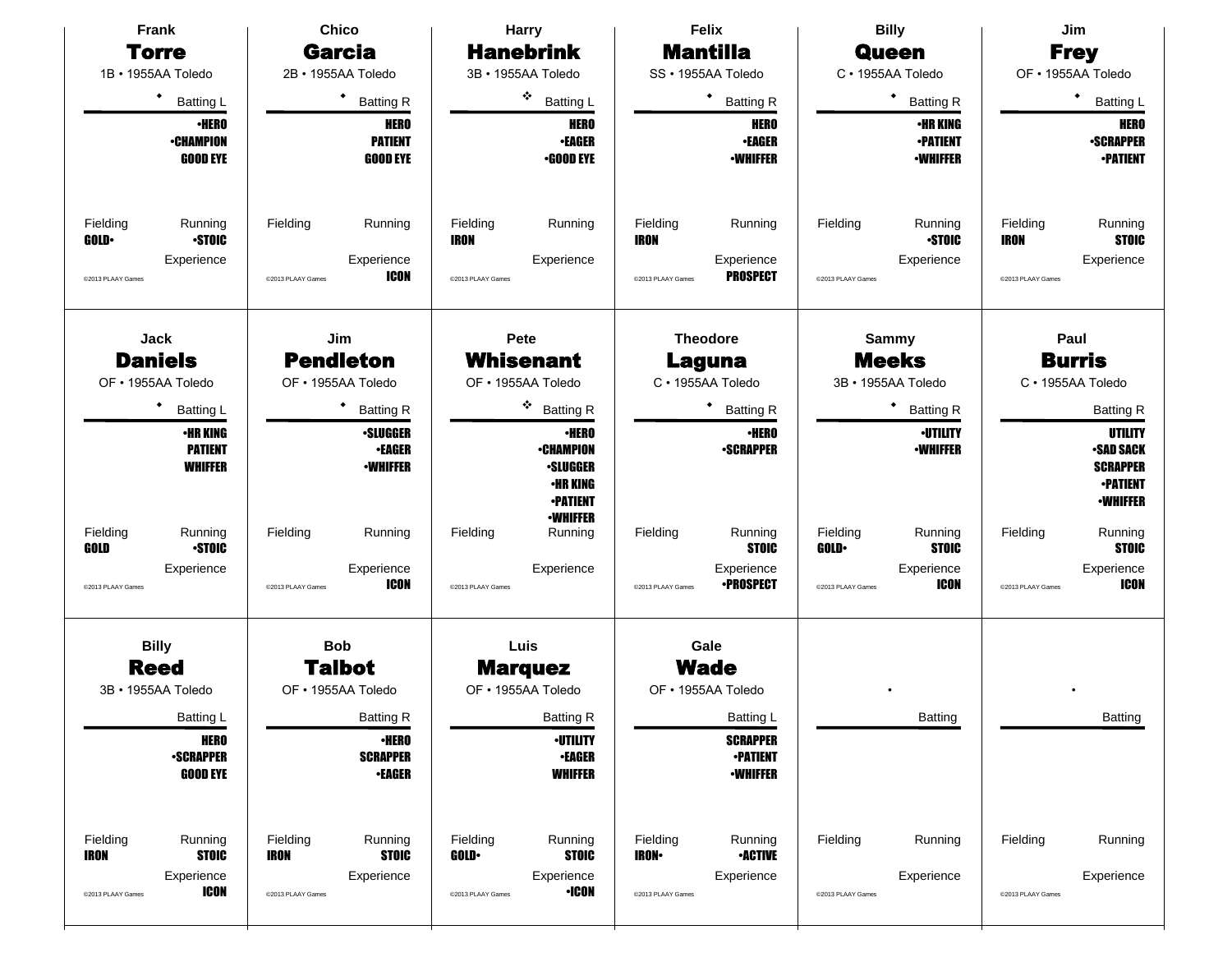## Frank Torre
1B • 1955AA Toledo

◆ Batting L

•HERO
•CHAMPION
GOOD EYE

Fielding: GOLD•
Running: •STOIC
Experience:

©2013 PLAAY Games

## Chico Garcia
2B • 1955AA Toledo

◆ Batting R

HERO
PATIENT
GOOD EYE

Fielding:
Running:
Experience: ICON

©2013 PLAAY Games

## Harry Hanebrink
3B • 1955AA Toledo

❖ Batting L

HERO
•EAGER
•GOOD EYE

Fielding: IRON
Running:
Experience:

©2013 PLAAY Games

## Felix Mantilla
SS • 1955AA Toledo

◆ Batting R

HERO
•EAGER
•WHIFFER

Fielding: IRON
Running:
Experience: PROSPECT

©2013 PLAAY Games

## Billy Queen
C • 1955AA Toledo

◆ Batting R

•HR KING
•PATIENT
•WHIFFER

Fielding:
Running: •STOIC
Experience:

©2013 PLAAY Games

## Jim Frey
OF • 1955AA Toledo

◆ Batting L

HERO
•SCRAPPER
•PATIENT

Fielding: IRON
Running: STOIC
Experience:

©2013 PLAAY Games

## Jack Daniels
OF • 1955AA Toledo

◆ Batting L

•HR KING
PATIENT
WHIFFER

Fielding: GOLD
Running: •STOIC
Experience:

©2013 PLAAY Games

## Jim Pendleton
OF • 1955AA Toledo

◆ Batting R

•SLUGGER
•EAGER
•WHIFFER

Fielding:
Running:
Experience: ICON

©2013 PLAAY Games

## Pete Whisenant
OF • 1955AA Toledo

❖ Batting R

•HERO
•CHAMPION
•SLUGGER
•HR KING
•PATIENT
•WHIFFER

Fielding:
Running:
Experience:

©2013 PLAAY Games

## Theodore Laguna
C • 1955AA Toledo

◆ Batting R

•HERO
•SCRAPPER

Fielding:
Running: STOIC
Experience: •PROSPECT

©2013 PLAAY Games

## Sammy Meeks
3B • 1955AA Toledo

◆ Batting R

•UTILITY
•WHIFFER

Fielding: GOLD•
Running: STOIC
Experience: ICON

©2013 PLAAY Games

## Paul Burris
C • 1955AA Toledo

Batting R

UTILITY
•SAD SACK
SCRAPPER
•PATIENT
•WHIFFER

Fielding:
Running: STOIC
Experience: ICON

©2013 PLAAY Games

## Billy Reed
3B • 1955AA Toledo

Batting L

HERO
•SCRAPPER
GOOD EYE

Fielding: IRON
Running: STOIC
Experience: ICON

©2013 PLAAY Games

## Bob Talbot
OF • 1955AA Toledo

Batting R

•HERO
SCRAPPER
•EAGER

Fielding: IRON
Running: STOIC
Experience:

©2013 PLAAY Games

## Luis Marquez
OF • 1955AA Toledo

Batting R

•UTILITY
•EAGER
WHIFFER

Fielding: GOLD•
Running: STOIC
Experience: •ICON

©2013 PLAAY Games

## Gale Wade
OF • 1955AA Toledo

Batting L

SCRAPPER
•PATIENT
•WHIFFER

Fielding: IRON•
Running: •ACTIVE
Experience:

©2013 PLAAY Games

---

•

Batting

Fielding:
Running:
Experience:

©2013 PLAAY Games

---

•

Batting

Fielding:
Running:
Experience:

©2013 PLAAY Games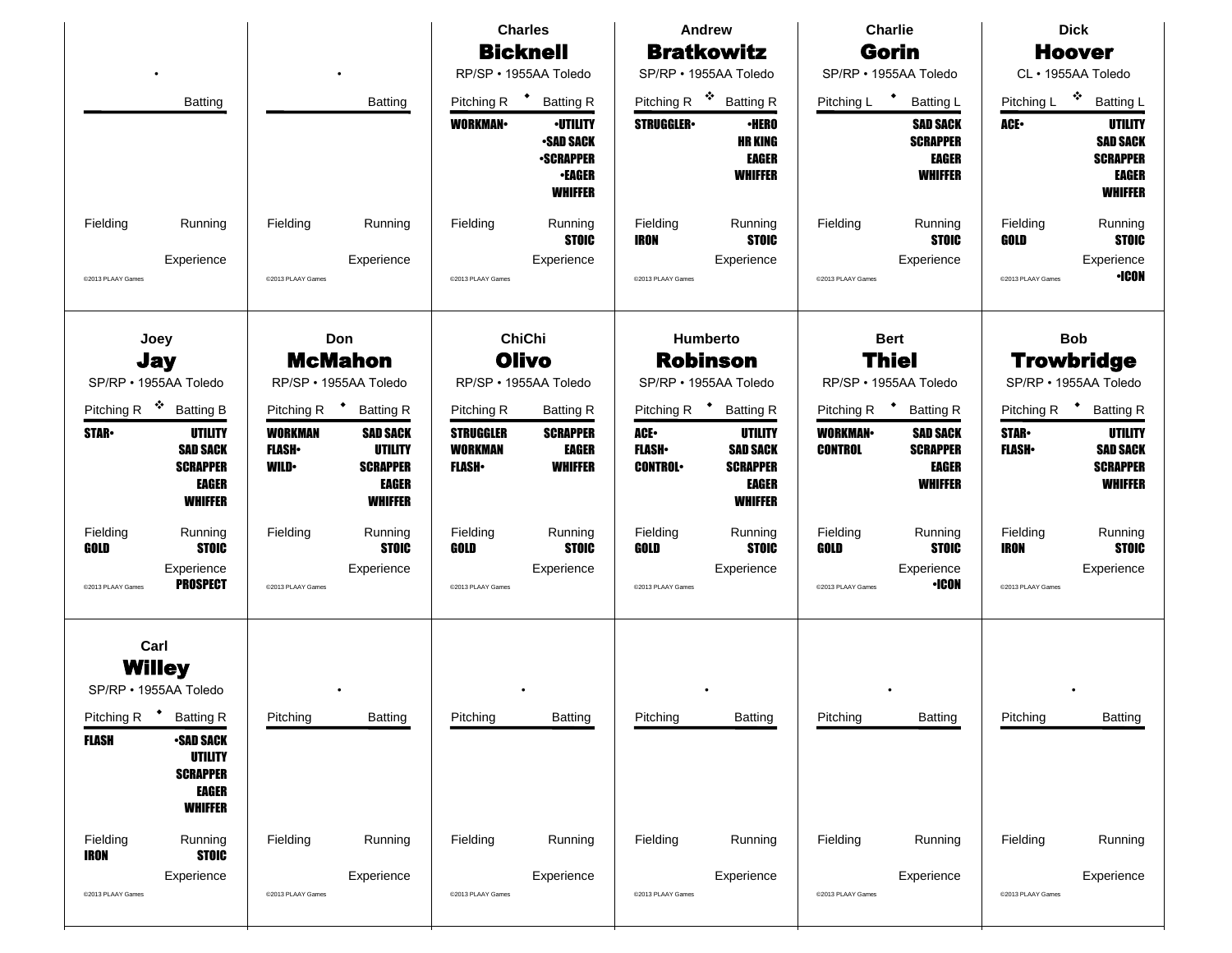### Charles **Bicknell**
RP/SP • 1955AA Toledo

Pitching R ◆ Batting R

**WORKMAN•** | **•UTILITY**, **•SAD SACK**, **•SCRAPPER**, **•EAGER**, **WHIFFER**

Fielding | Running: **STOIC**

Experience

©2013 PLAAY Games

---

### Andrew **Bratkowitz**
SP/RP • 1955AA Toledo

Pitching R ❖ Batting R

**STRUGGLER•** | **•HERO**, **HR KING**, **EAGER**, **WHIFFER**

Fielding: **IRON** | Running: **STOIC**

Experience

©2013 PLAAY Games

---

### Charlie **Gorin**
SP/RP • 1955AA Toledo

Pitching L ◆ Batting L

**SAD SACK**, **SCRAPPER**, **EAGER**, **WHIFFER**

Fielding | Running: **STOIC**

Experience

©2013 PLAAY Games

---

### Dick **Hoover**
CL • 1955AA Toledo

Pitching L ❖ Batting L

**ACE•** | **UTILITY**, **SAD SACK**, **SCRAPPER**, **EAGER**, **WHIFFER**

Fielding: **GOLD** | Running: **STOIC**

Experience: **•ICON**

©2013 PLAAY Games

---

### Joey **Jay**
SP/RP • 1955AA Toledo

Pitching R ❖ Batting B

**STAR•** | **UTILITY**, **SAD SACK**, **SCRAPPER**, **EAGER**, **WHIFFER**

Fielding: **GOLD** | Running: **STOIC**

Experience: **PROSPECT**

©2013 PLAAY Games

---

### Don **McMahon**
RP/SP • 1955AA Toledo

Pitching R ◆ Batting R

**WORKMAN**, **FLASH•**, **WILD•** | **SAD SACK**, **UTILITY**, **SCRAPPER**, **EAGER**, **WHIFFER**

Fielding | Running: **STOIC**

Experience

©2013 PLAAY Games

---

### ChiChi **Olivo**
RP/SP • 1955AA Toledo

Pitching R Batting R

**STRUGGLER**, **WORKMAN**, **FLASH•** | **SCRAPPER**, **EAGER**, **WHIFFER**

Fielding: **GOLD** | Running: **STOIC**

Experience

©2013 PLAAY Games

---

### Humberto **Robinson**
SP/RP • 1955AA Toledo

Pitching R ◆ Batting R

**ACE•**, **FLASH•**, **CONTROL•** | **UTILITY**, **SAD SACK**, **SCRAPPER**, **EAGER**, **WHIFFER**

Fielding: **GOLD** | Running: **STOIC**

Experience

©2013 PLAAY Games

---

### Bert **Thiel**
RP/SP • 1955AA Toledo

Pitching R ◆ Batting R

**WORKMAN•**, **CONTROL** | **SAD SACK**, **SCRAPPER**, **EAGER**, **WHIFFER**

Fielding: **GOLD** | Running: **STOIC**

Experience: **•ICON**

©2013 PLAAY Games

---

### Bob **Trowbridge**
SP/RP • 1955AA Toledo

Pitching R ◆ Batting R

**STAR•**, **FLASH•** | **UTILITY**, **SAD SACK**, **SCRAPPER**, **WHIFFER**

Fielding: **IRON** | Running: **STOIC**

Experience

©2013 PLAAY Games

---

### Carl **Willey**
SP/RP • 1955AA Toledo

Pitching R ◆ Batting R

**FLASH** | **•SAD SACK**, **UTILITY**, **SCRAPPER**, **EAGER**, **WHIFFER**

Fielding: **IRON** | Running: **STOIC**

Experience

©2013 PLAAY Games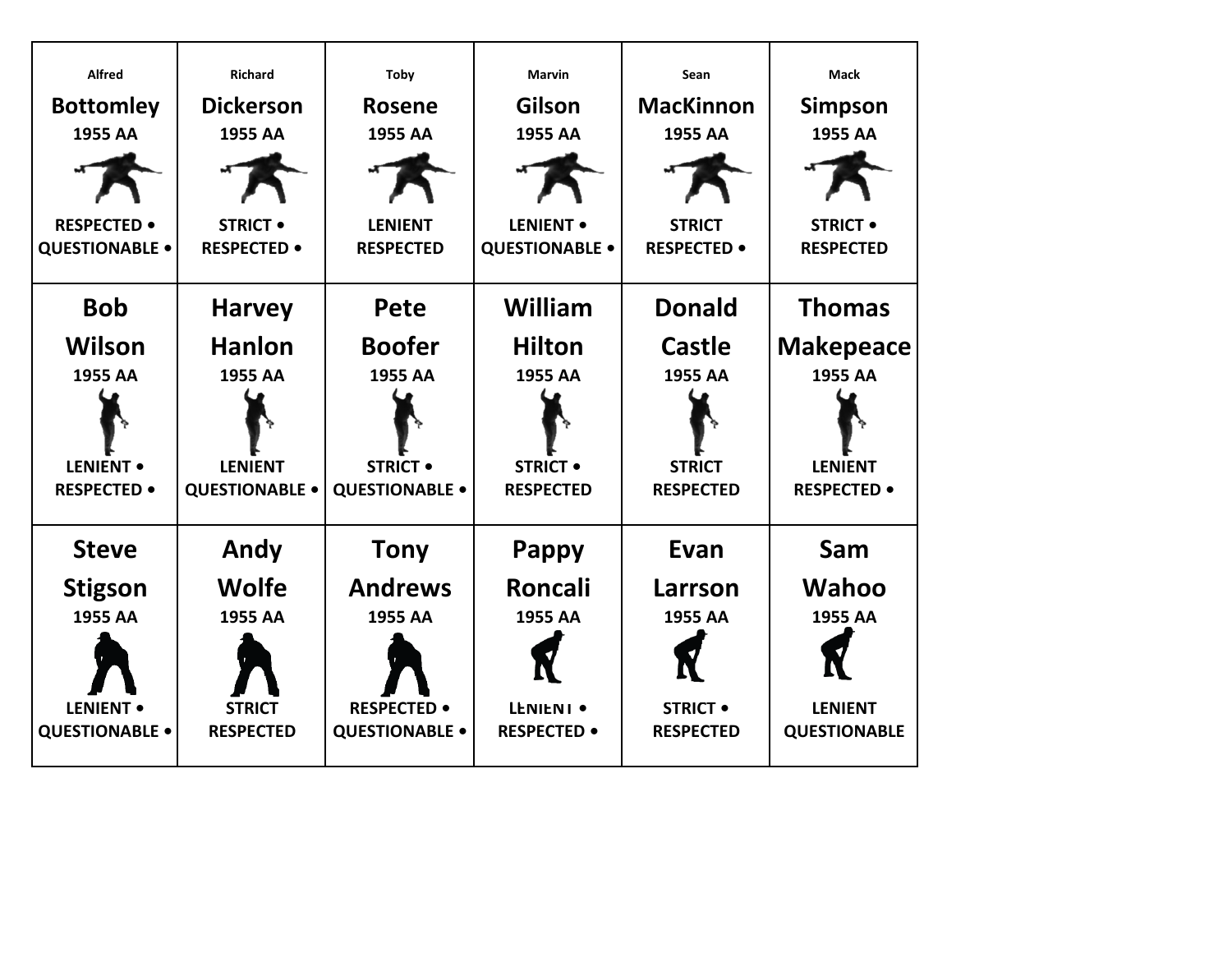| | | | | | |
|---|---|---|---|---|---|
| Alfred **Bottomley** 1955 AA RESPECTED • QUESTIONABLE • | Richard **Dickerson** 1955 AA STRICT • RESPECTED • | Toby **Rosene** 1955 AA LENIENT RESPECTED | Marvin **Gilson** 1955 AA LENIENT • QUESTIONABLE • | Sean **MacKinnon** 1955 AA STRICT RESPECTED • | Mack **Simpson** 1955 AA STRICT • RESPECTED |
| **Bob Wilson** 1955 AA LENIENT • RESPECTED • | **Harvey Hanlon** 1955 AA LENIENT QUESTIONABLE • | **Pete Boofer** 1955 AA STRICT • QUESTIONABLE • | **William Hilton** 1955 AA STRICT • RESPECTED | **Donald Castle** 1955 AA STRICT RESPECTED | **Thomas Makepeace** 1955 AA LENIENT RESPECTED • |
| **Steve Stigson** 1955 AA LENIENT • QUESTIONABLE • | **Andy Wolfe** 1955 AA STRICT RESPECTED | **Tony Andrews** 1955 AA RESPECTED • QUESTIONABLE • | **Pappy Roncali** 1955 AA LENIENT • RESPECTED • | **Evan Larrson** 1955 AA STRICT • RESPECTED | **Sam Wahoo** 1955 AA LENIENT QUESTIONABLE |